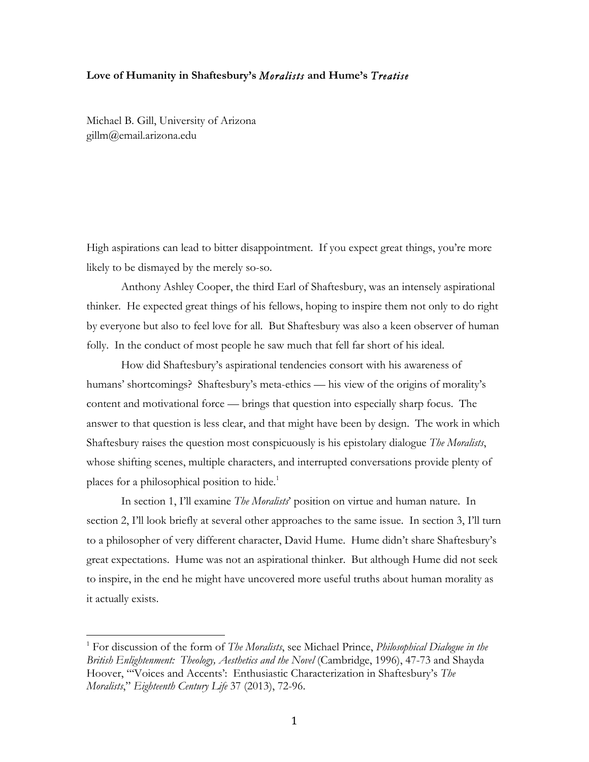# Love of Humanity in Shaftesbury's *Moralists* and Hume's *Treatise*

Michael B. Gill, University of Arizona
gillm@email.arizona.edu

High aspirations can lead to bitter disappointment. If you expect great things, you're more likely to be dismayed by the merely so-so.

Anthony Ashley Cooper, the third Earl of Shaftesbury, was an intensely aspirational thinker. He expected great things of his fellows, hoping to inspire them not only to do right by everyone but also to feel love for all. But Shaftesbury was also a keen observer of human folly. In the conduct of most people he saw much that fell far short of his ideal.

How did Shaftesbury's aspirational tendencies consort with his awareness of humans' shortcomings? Shaftesbury's meta-ethics — his view of the origins of morality's content and motivational force — brings that question into especially sharp focus. The answer to that question is less clear, and that might have been by design. The work in which Shaftesbury raises the question most conspicuously is his epistolary dialogue *The Moralists*, whose shifting scenes, multiple characters, and interrupted conversations provide plenty of places for a philosophical position to hide.[1]

In section 1, I'll examine *The Moralists*' position on virtue and human nature. In section 2, I'll look briefly at several other approaches to the same issue. In section 3, I'll turn to a philosopher of very different character, David Hume. Hume didn't share Shaftesbury's great expectations. Hume was not an aspirational thinker. But although Hume did not seek to inspire, in the end he might have uncovered more useful truths about human morality as it actually exists.

[1] For discussion of the form of *The Moralists*, see Michael Prince, *Philosophical Dialogue in the British Enlightenment: Theology, Aesthetics and the Novel* (Cambridge, 1996), 47-73 and Shayda Hoover, "'Voices and Accents': Enthusiastic Characterization in Shaftesbury's *The Moralists*," *Eighteenth Century Life* 37 (2013), 72-96.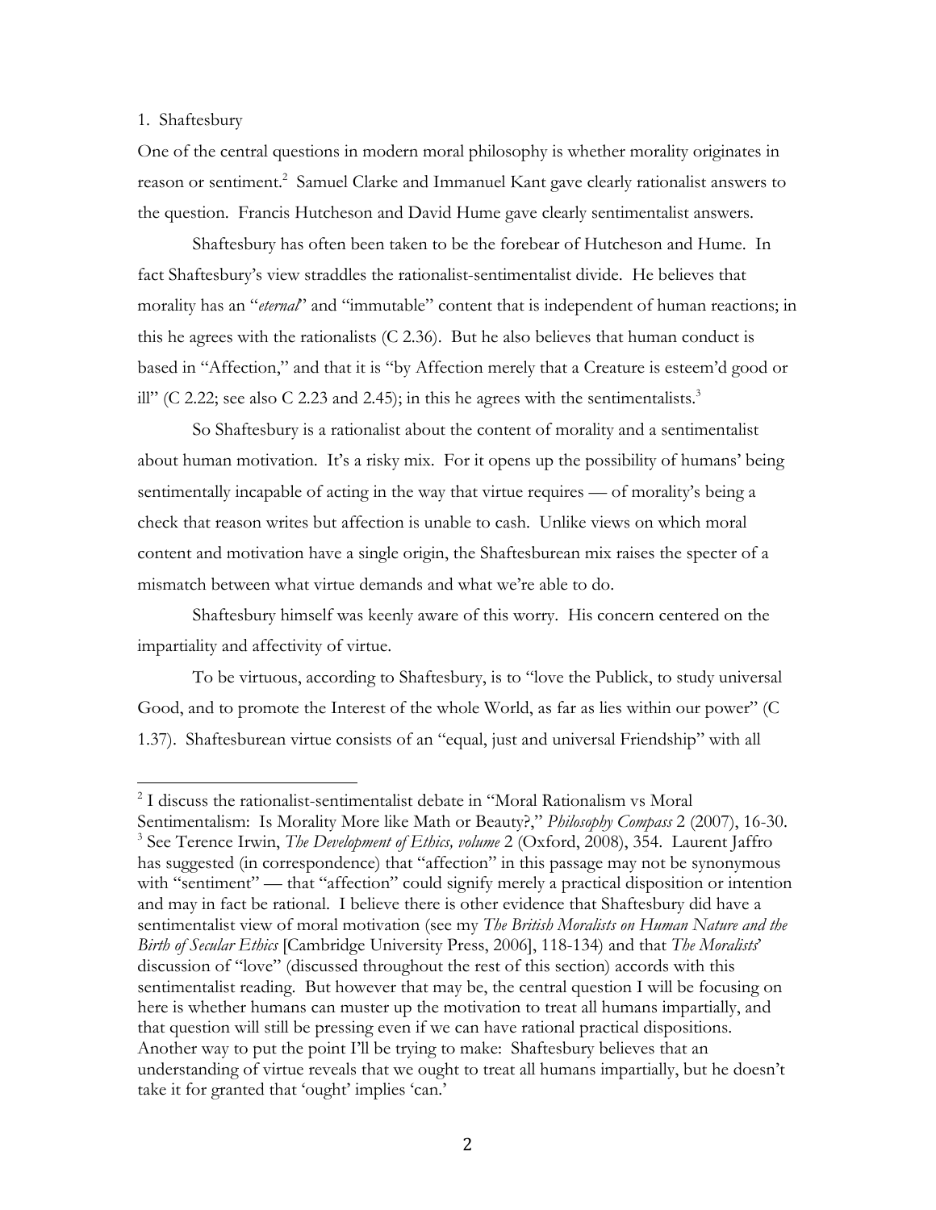## 1. Shaftesbury

One of the central questions in modern moral philosophy is whether morality originates in reason or sentiment.[2] Samuel Clarke and Immanuel Kant gave clearly rationalist answers to the question. Francis Hutcheson and David Hume gave clearly sentimentalist answers.

Shaftesbury has often been taken to be the forebear of Hutcheson and Hume. In fact Shaftesbury's view straddles the rationalist-sentimentalist divide. He believes that morality has an "*eternal*" and "immutable" content that is independent of human reactions; in this he agrees with the rationalists (C 2.36). But he also believes that human conduct is based in "Affection," and that it is "by Affection merely that a Creature is esteem'd good or ill" (C 2.22; see also C 2.23 and 2.45); in this he agrees with the sentimentalists.[3]

So Shaftesbury is a rationalist about the content of morality and a sentimentalist about human motivation. It's a risky mix. For it opens up the possibility of humans' being sentimentally incapable of acting in the way that virtue requires — of morality's being a check that reason writes but affection is unable to cash. Unlike views on which moral content and motivation have a single origin, the Shaftesburean mix raises the specter of a mismatch between what virtue demands and what we're able to do.

Shaftesbury himself was keenly aware of this worry. His concern centered on the impartiality and affectivity of virtue.

To be virtuous, according to Shaftesbury, is to "love the Publick, to study universal Good, and to promote the Interest of the whole World, as far as lies within our power" (C 1.37). Shaftesburean virtue consists of an "equal, just and universal Friendship" with all

---

[2] I discuss the rationalist-sentimentalist debate in "Moral Rationalism vs Moral Sentimentalism: Is Morality More like Math or Beauty?," *Philosophy Compass* 2 (2007), 16-30.

[3] See Terence Irwin, *The Development of Ethics, volume* 2 (Oxford, 2008), 354. Laurent Jaffro has suggested (in correspondence) that "affection" in this passage may not be synonymous with "sentiment" — that "affection" could signify merely a practical disposition or intention and may in fact be rational. I believe there is other evidence that Shaftesbury did have a sentimentalist view of moral motivation (see my *The British Moralists on Human Nature and the Birth of Secular Ethics* [Cambridge University Press, 2006], 118-134) and that *The Moralists*' discussion of "love" (discussed throughout the rest of this section) accords with this sentimentalist reading. But however that may be, the central question I will be focusing on here is whether humans can muster up the motivation to treat all humans impartially, and that question will still be pressing even if we can have rational practical dispositions. Another way to put the point I'll be trying to make: Shaftesbury believes that an understanding of virtue reveals that we ought to treat all humans impartially, but he doesn't take it for granted that 'ought' implies 'can.'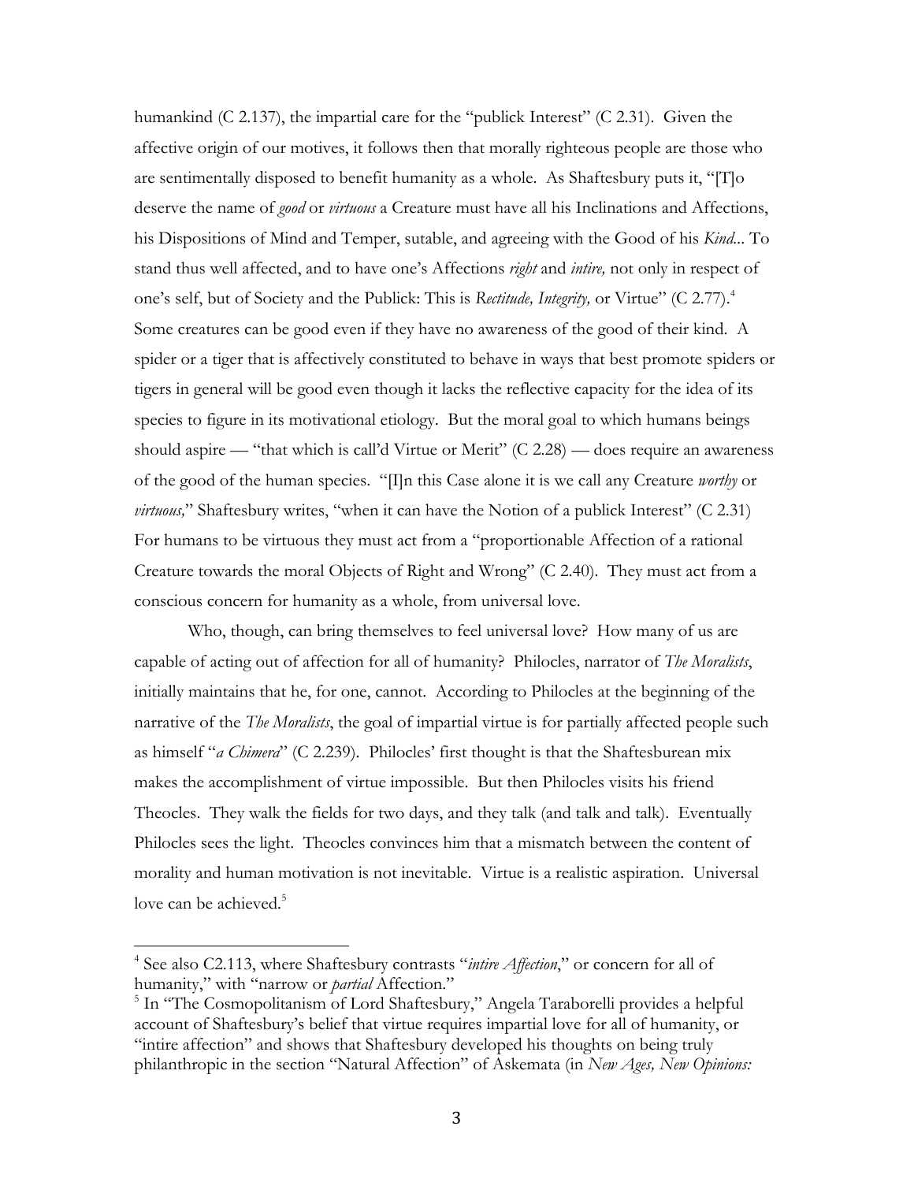humankind (C 2.137), the impartial care for the "publick Interest" (C 2.31). Given the affective origin of our motives, it follows then that morally righteous people are those who are sentimentally disposed to benefit humanity as a whole. As Shaftesbury puts it, "[T]o deserve the name of *good* or *virtuous* a Creature must have all his Inclinations and Affections, his Dispositions of Mind and Temper, sutable, and agreeing with the Good of his *Kind*... To stand thus well affected, and to have one's Affections *right* and *intire,* not only in respect of one's self, but of Society and the Publick: This is *Rectitude, Integrity,* or Virtue" (C 2.77).[4] Some creatures can be good even if they have no awareness of the good of their kind. A spider or a tiger that is affectively constituted to behave in ways that best promote spiders or tigers in general will be good even though it lacks the reflective capacity for the idea of its species to figure in its motivational etiology. But the moral goal to which humans beings should aspire — "that which is call'd Virtue or Merit" (C 2.28) — does require an awareness of the good of the human species. "[I]n this Case alone it is we call any Creature *worthy* or *virtuous,*" Shaftesbury writes, "when it can have the Notion of a publick Interest" (C 2.31) For humans to be virtuous they must act from a "proportionable Affection of a rational Creature towards the moral Objects of Right and Wrong" (C 2.40). They must act from a conscious concern for humanity as a whole, from universal love.

Who, though, can bring themselves to feel universal love? How many of us are capable of acting out of affection for all of humanity? Philocles, narrator of *The Moralists*, initially maintains that he, for one, cannot. According to Philocles at the beginning of the narrative of the *The Moralists*, the goal of impartial virtue is for partially affected people such as himself "*a Chimera*" (C 2.239). Philocles' first thought is that the Shaftesburean mix makes the accomplishment of virtue impossible. But then Philocles visits his friend Theocles. They walk the fields for two days, and they talk (and talk and talk). Eventually Philocles sees the light. Theocles convinces him that a mismatch between the content of morality and human motivation is not inevitable. Virtue is a realistic aspiration. Universal love can be achieved.[5]

---

[4] See also C2.113, where Shaftesbury contrasts "*intire Affection*," or concern for all of humanity," with "narrow or *partial* Affection."

[5] In "The Cosmopolitanism of Lord Shaftesbury," Angela Taraborelli provides a helpful account of Shaftesbury's belief that virtue requires impartial love for all of humanity, or "intire affection" and shows that Shaftesbury developed his thoughts on being truly philanthropic in the section "Natural Affection" of Askemata (in *New Ages, New Opinions:*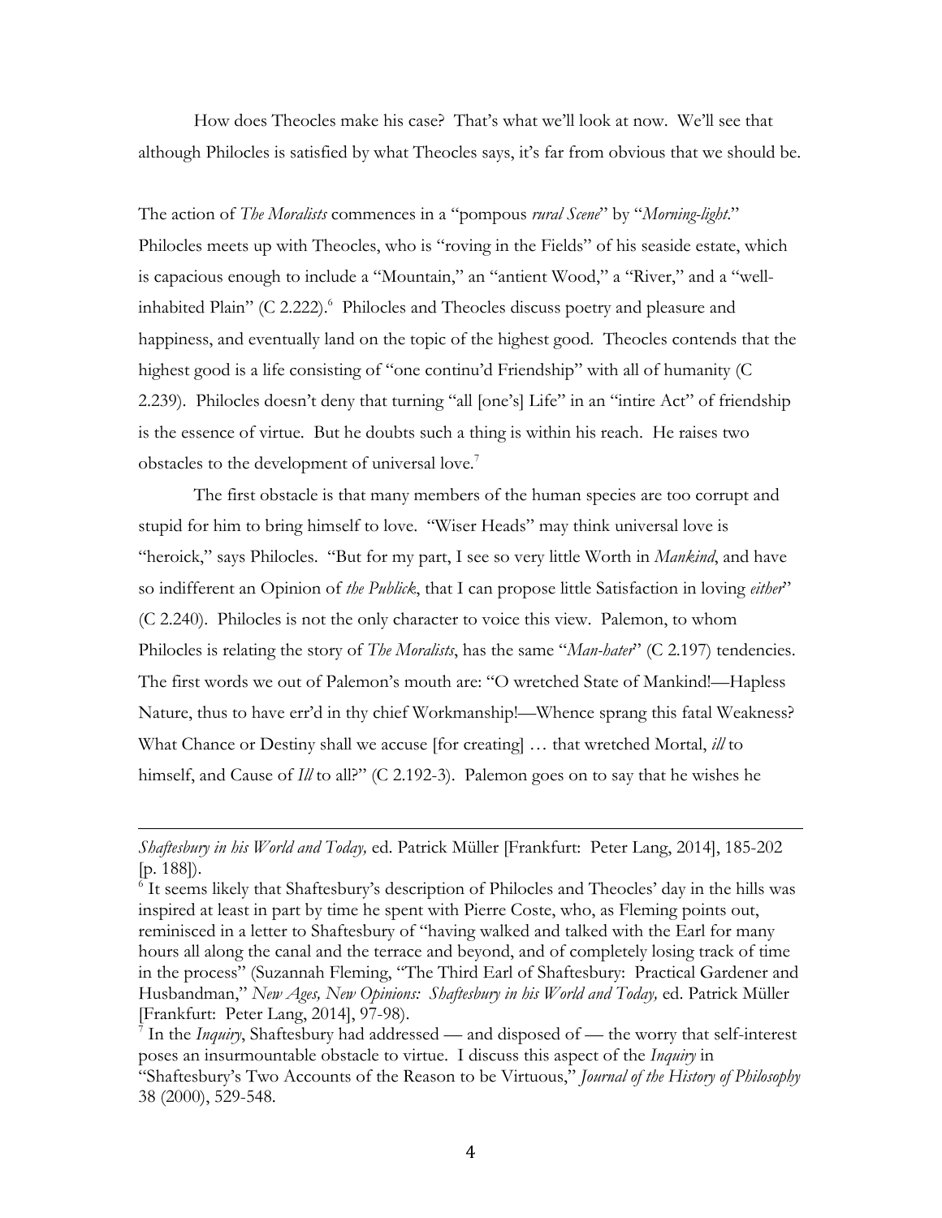How does Theocles make his case? That's what we'll look at now. We'll see that although Philocles is satisfied by what Theocles says, it's far from obvious that we should be.

The action of *The Moralists* commences in a "pompous *rural Scene*" by "*Morning-light*." Philocles meets up with Theocles, who is "roving in the Fields" of his seaside estate, which is capacious enough to include a "Mountain," an "antient Wood," a "River," and a "well-inhabited Plain" (C 2.222).[6] Philocles and Theocles discuss poetry and pleasure and happiness, and eventually land on the topic of the highest good. Theocles contends that the highest good is a life consisting of "one continu'd Friendship" with all of humanity (C 2.239). Philocles doesn't deny that turning "all [one's] Life" in an "intire Act" of friendship is the essence of virtue. But he doubts such a thing is within his reach. He raises two obstacles to the development of universal love.[7]

The first obstacle is that many members of the human species are too corrupt and stupid for him to bring himself to love. "Wiser Heads" may think universal love is "heroick," says Philocles. "But for my part, I see so very little Worth in *Mankind*, and have so indifferent an Opinion of *the Publick*, that I can propose little Satisfaction in loving *either*" (C 2.240). Philocles is not the only character to voice this view. Palemon, to whom Philocles is relating the story of *The Moralists*, has the same "*Man-hater*" (C 2.197) tendencies. The first words we out of Palemon's mouth are: "O wretched State of Mankind!—Hapless Nature, thus to have err'd in thy chief Workmanship!—Whence sprang this fatal Weakness? What Chance or Destiny shall we accuse [for creating] … that wretched Mortal, *ill* to himself, and Cause of *Ill* to all?" (C 2.192-3). Palemon goes on to say that he wishes he

---

*Shaftesbury in his World and Today,* ed. Patrick Müller [Frankfurt: Peter Lang, 2014], 185-202 [p. 188]).

[6] It seems likely that Shaftesbury's description of Philocles and Theocles' day in the hills was inspired at least in part by time he spent with Pierre Coste, who, as Fleming points out, reminisced in a letter to Shaftesbury of "having walked and talked with the Earl for many hours all along the canal and the terrace and beyond, and of completely losing track of time in the process" (Suzannah Fleming, "The Third Earl of Shaftesbury: Practical Gardener and Husbandman," *New Ages, New Opinions: Shaftesbury in his World and Today,* ed. Patrick Müller [Frankfurt: Peter Lang, 2014], 97-98).

[7] In the *Inquiry*, Shaftesbury had addressed — and disposed of — the worry that self-interest poses an insurmountable obstacle to virtue. I discuss this aspect of the *Inquiry* in "Shaftesbury's Two Accounts of the Reason to be Virtuous," *Journal of the History of Philosophy* 38 (2000), 529-548.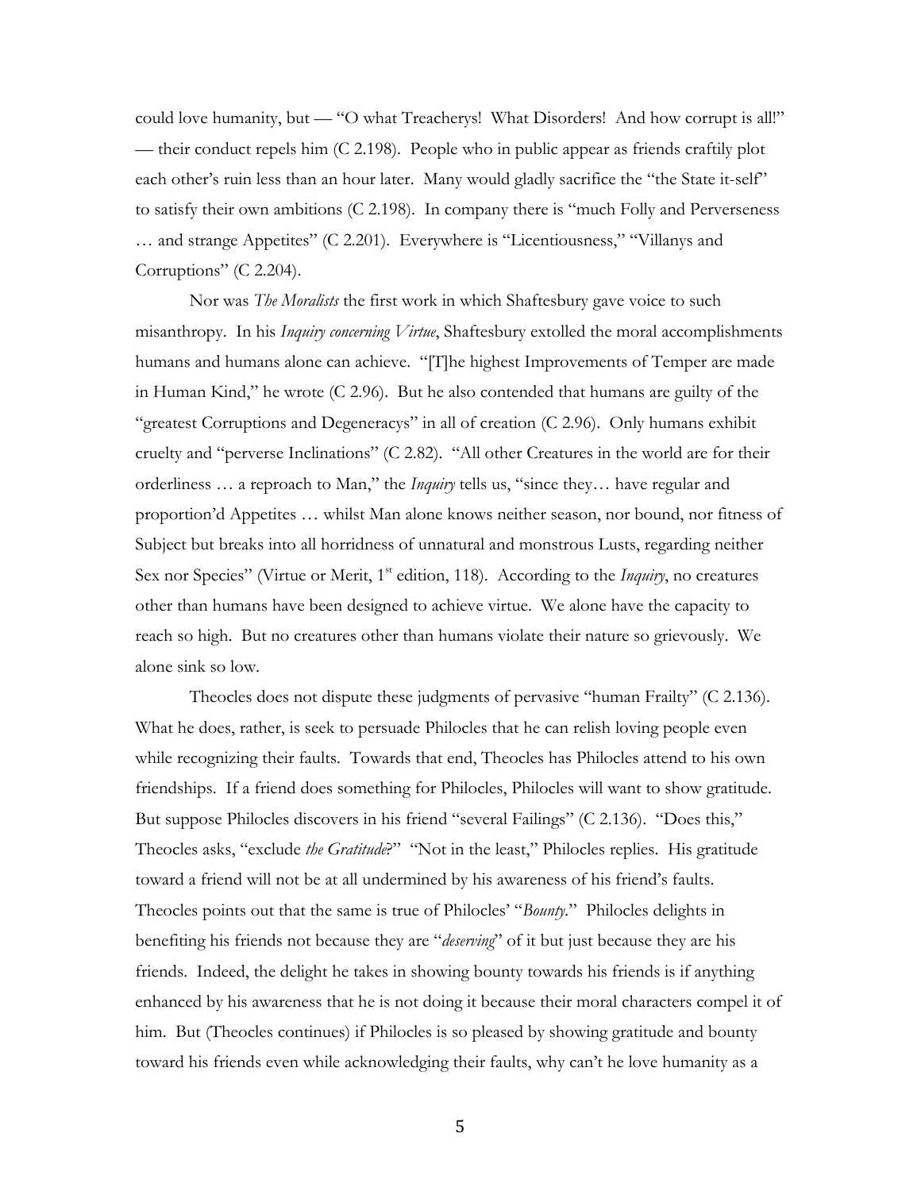could love humanity, but — "O what Treacherys! What Disorders! And how corrupt is all!" — their conduct repels him (C 2.198). People who in public appear as friends craftily plot each other's ruin less than an hour later. Many would gladly sacrifice the "the State it-self" to satisfy their own ambitions (C 2.198). In company there is "much Folly and Perverseness … and strange Appetites" (C 2.201). Everywhere is "Licentiousness," "Villanys and Corruptions" (C 2.204).

Nor was *The Moralists* the first work in which Shaftesbury gave voice to such misanthropy. In his *Inquiry concerning Virtue*, Shaftesbury extolled the moral accomplishments humans and humans alone can achieve. "[T]he highest Improvements of Temper are made in Human Kind," he wrote (C 2.96). But he also contended that humans are guilty of the "greatest Corruptions and Degeneracys" in all of creation (C 2.96). Only humans exhibit cruelty and "perverse Inclinations" (C 2.82). "All other Creatures in the world are for their orderliness … a reproach to Man," the *Inquiry* tells us, "since they… have regular and proportion'd Appetites … whilst Man alone knows neither season, nor bound, nor fitness of Subject but breaks into all horridness of unnatural and monstrous Lusts, regarding neither Sex nor Species" (Virtue or Merit, 1st edition, 118). According to the *Inquiry*, no creatures other than humans have been designed to achieve virtue. We alone have the capacity to reach so high. But no creatures other than humans violate their nature so grievously. We alone sink so low.

Theocles does not dispute these judgments of pervasive "human Frailty" (C 2.136). What he does, rather, is seek to persuade Philocles that he can relish loving people even while recognizing their faults. Towards that end, Theocles has Philocles attend to his own friendships. If a friend does something for Philocles, Philocles will want to show gratitude. But suppose Philocles discovers in his friend "several Failings" (C 2.136). "Does this," Theocles asks, "exclude *the Gratitude*?" "Not in the least," Philocles replies. His gratitude toward a friend will not be at all undermined by his awareness of his friend's faults. Theocles points out that the same is true of Philocles' "*Bounty*." Philocles delights in benefiting his friends not because they are "*deserving*" of it but just because they are his friends. Indeed, the delight he takes in showing bounty towards his friends is if anything enhanced by his awareness that he is not doing it because their moral characters compel it of him. But (Theocles continues) if Philocles is so pleased by showing gratitude and bounty toward his friends even while acknowledging their faults, why can't he love humanity as a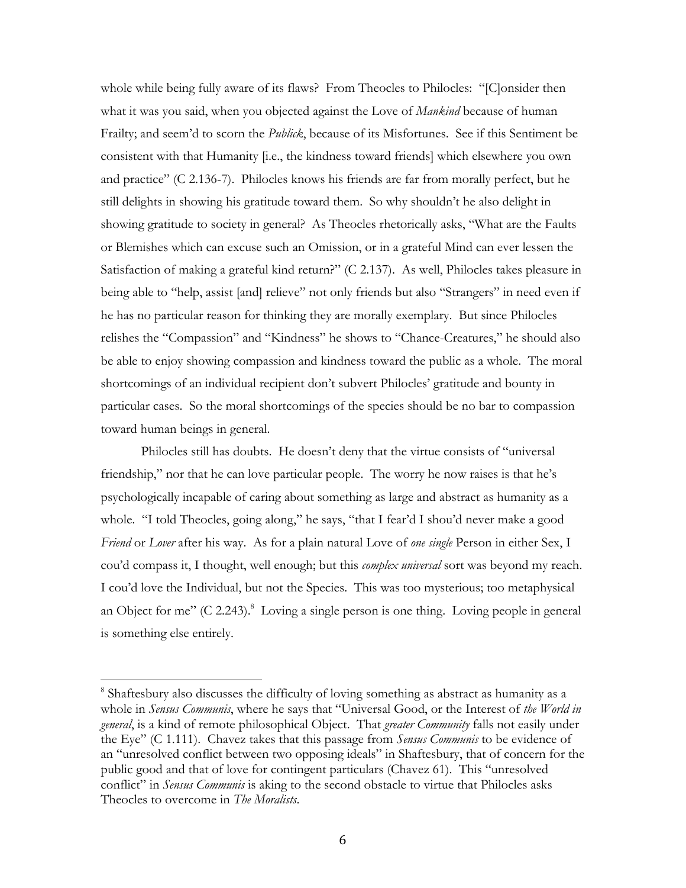whole while being fully aware of its flaws? From Theocles to Philocles: "[C]onsider then what it was you said, when you objected against the Love of *Mankind* because of human Frailty; and seem'd to scorn the *Publick*, because of its Misfortunes. See if this Sentiment be consistent with that Humanity [i.e., the kindness toward friends] which elsewhere you own and practice" (C 2.136-7). Philocles knows his friends are far from morally perfect, but he still delights in showing his gratitude toward them. So why shouldn't he also delight in showing gratitude to society in general? As Theocles rhetorically asks, "What are the Faults or Blemishes which can excuse such an Omission, or in a grateful Mind can ever lessen the Satisfaction of making a grateful kind return?" (C 2.137). As well, Philocles takes pleasure in being able to "help, assist [and] relieve" not only friends but also "Strangers" in need even if he has no particular reason for thinking they are morally exemplary. But since Philocles relishes the "Compassion" and "Kindness" he shows to "Chance-Creatures," he should also be able to enjoy showing compassion and kindness toward the public as a whole. The moral shortcomings of an individual recipient don't subvert Philocles' gratitude and bounty in particular cases. So the moral shortcomings of the species should be no bar to compassion toward human beings in general.

Philocles still has doubts. He doesn't deny that the virtue consists of "universal friendship," nor that he can love particular people. The worry he now raises is that he's psychologically incapable of caring about something as large and abstract as humanity as a whole. "I told Theocles, going along," he says, "that I fear'd I shou'd never make a good *Friend* or *Lover* after his way. As for a plain natural Love of *one single* Person in either Sex, I cou'd compass it, I thought, well enough; but this *complex universal* sort was beyond my reach. I cou'd love the Individual, but not the Species. This was too mysterious; too metaphysical an Object for me" (C 2.243).[8] Loving a single person is one thing. Loving people in general is something else entirely.

---

[8] Shaftesbury also discusses the difficulty of loving something as abstract as humanity as a whole in *Sensus Communis*, where he says that "Universal Good, or the Interest of *the World in general*, is a kind of remote philosophical Object. That *greater Community* falls not easily under the Eye" (C 1.111). Chavez takes that this passage from *Sensus Communis* to be evidence of an "unresolved conflict between two opposing ideals" in Shaftesbury, that of concern for the public good and that of love for contingent particulars (Chavez 61). This "unresolved conflict" in *Sensus Communis* is aking to the second obstacle to virtue that Philocles asks Theocles to overcome in *The Moralists*.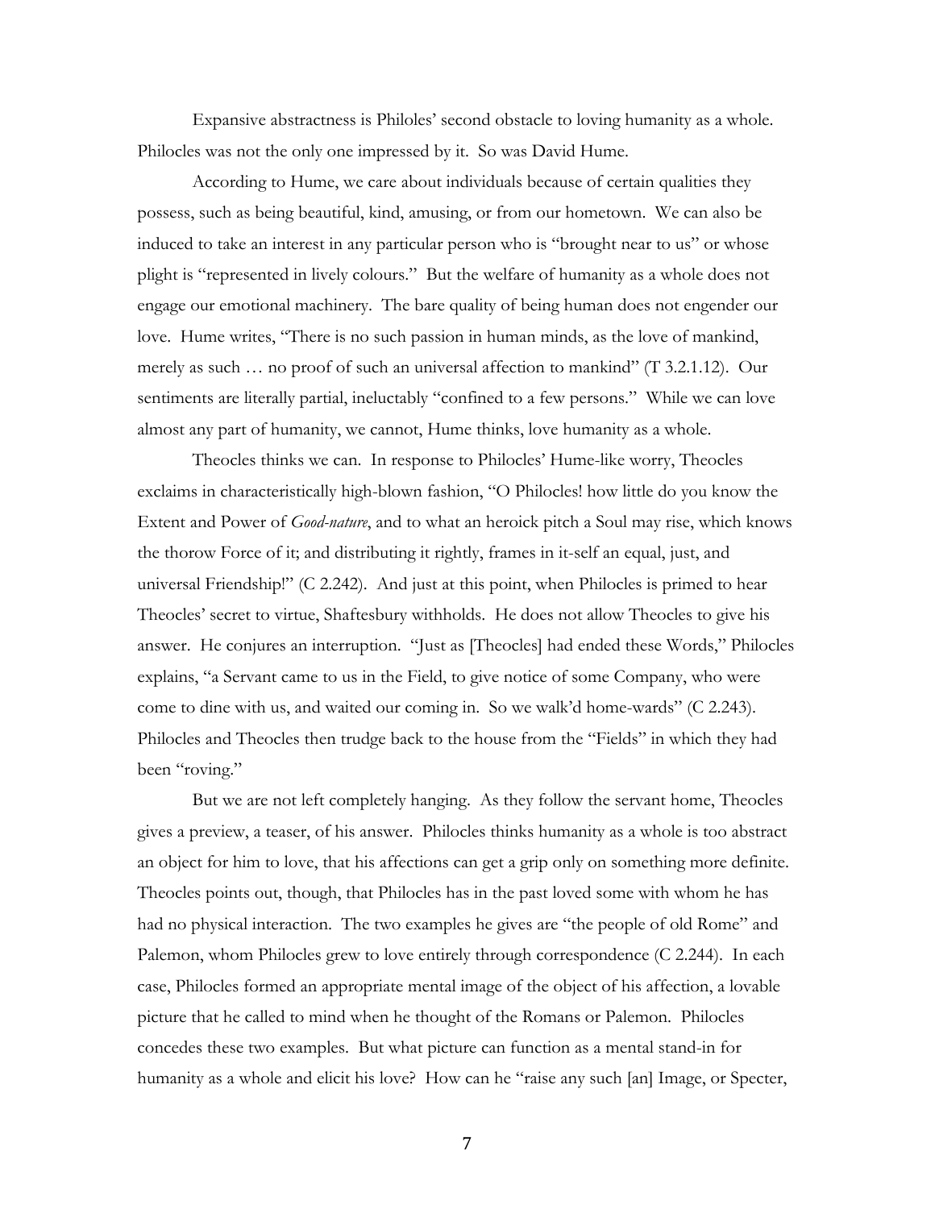Expansive abstractness is Philoles' second obstacle to loving humanity as a whole. Philocles was not the only one impressed by it. So was David Hume.

According to Hume, we care about individuals because of certain qualities they possess, such as being beautiful, kind, amusing, or from our hometown. We can also be induced to take an interest in any particular person who is "brought near to us" or whose plight is "represented in lively colours." But the welfare of humanity as a whole does not engage our emotional machinery. The bare quality of being human does not engender our love. Hume writes, "There is no such passion in human minds, as the love of mankind, merely as such … no proof of such an universal affection to mankind" (T 3.2.1.12). Our sentiments are literally partial, ineluctably "confined to a few persons." While we can love almost any part of humanity, we cannot, Hume thinks, love humanity as a whole.

Theocles thinks we can. In response to Philocles' Hume-like worry, Theocles exclaims in characteristically high-blown fashion, "O Philocles! how little do you know the Extent and Power of *Good-nature*, and to what an heroick pitch a Soul may rise, which knows the thorow Force of it; and distributing it rightly, frames in it-self an equal, just, and universal Friendship!" (C 2.242). And just at this point, when Philocles is primed to hear Theocles' secret to virtue, Shaftesbury withholds. He does not allow Theocles to give his answer. He conjures an interruption. "Just as [Theocles] had ended these Words," Philocles explains, "a Servant came to us in the Field, to give notice of some Company, who were come to dine with us, and waited our coming in. So we walk'd home-wards" (C 2.243). Philocles and Theocles then trudge back to the house from the "Fields" in which they had been "roving."

But we are not left completely hanging. As they follow the servant home, Theocles gives a preview, a teaser, of his answer. Philocles thinks humanity as a whole is too abstract an object for him to love, that his affections can get a grip only on something more definite. Theocles points out, though, that Philocles has in the past loved some with whom he has had no physical interaction. The two examples he gives are "the people of old Rome" and Palemon, whom Philocles grew to love entirely through correspondence (C 2.244). In each case, Philocles formed an appropriate mental image of the object of his affection, a lovable picture that he called to mind when he thought of the Romans or Palemon. Philocles concedes these two examples. But what picture can function as a mental stand-in for humanity as a whole and elicit his love? How can he "raise any such [an] Image, or Specter,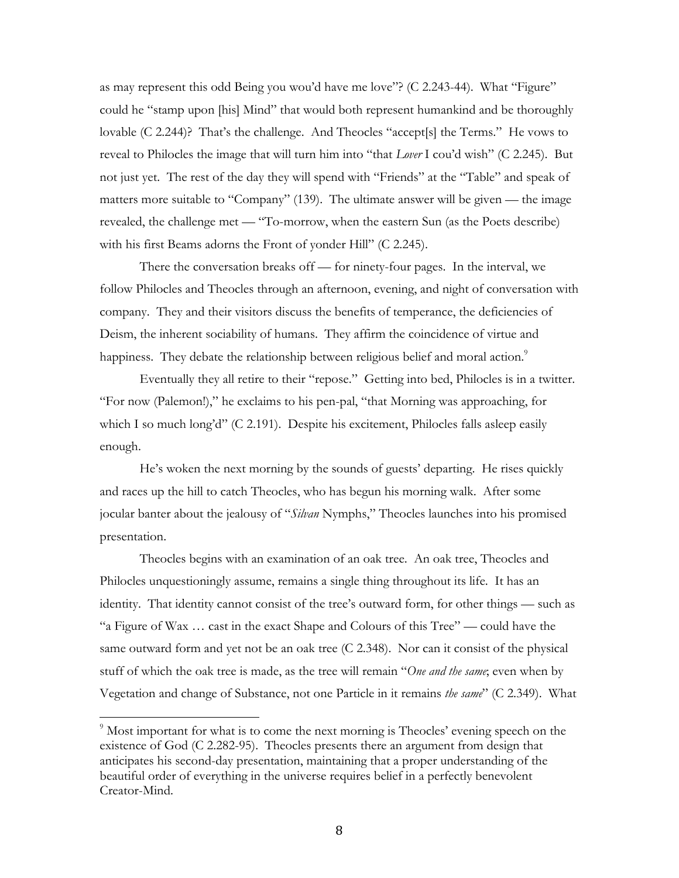as may represent this odd Being you wou'd have me love"? (C 2.243-44). What "Figure" could he "stamp upon [his] Mind" that would both represent humankind and be thoroughly lovable (C 2.244)? That's the challenge. And Theocles "accept[s] the Terms." He vows to reveal to Philocles the image that will turn him into "that *Lover* I cou'd wish" (C 2.245). But not just yet. The rest of the day they will spend with "Friends" at the "Table" and speak of matters more suitable to "Company" (139). The ultimate answer will be given — the image revealed, the challenge met — "To-morrow, when the eastern Sun (as the Poets describe) with his first Beams adorns the Front of yonder Hill" (C 2.245).

There the conversation breaks off — for ninety-four pages. In the interval, we follow Philocles and Theocles through an afternoon, evening, and night of conversation with company. They and their visitors discuss the benefits of temperance, the deficiencies of Deism, the inherent sociability of humans. They affirm the coincidence of virtue and happiness. They debate the relationship between religious belief and moral action.[9]

Eventually they all retire to their "repose." Getting into bed, Philocles is in a twitter. "For now (Palemon!)," he exclaims to his pen-pal, "that Morning was approaching, for which I so much long'd" (C 2.191). Despite his excitement, Philocles falls asleep easily enough.

He's woken the next morning by the sounds of guests' departing. He rises quickly and races up the hill to catch Theocles, who has begun his morning walk. After some jocular banter about the jealousy of "*Silvan* Nymphs," Theocles launches into his promised presentation.

Theocles begins with an examination of an oak tree. An oak tree, Theocles and Philocles unquestioningly assume, remains a single thing throughout its life. It has an identity. That identity cannot consist of the tree's outward form, for other things — such as "a Figure of Wax … cast in the exact Shape and Colours of this Tree" — could have the same outward form and yet not be an oak tree (C 2.348). Nor can it consist of the physical stuff of which the oak tree is made, as the tree will remain "*One and the same*; even when by Vegetation and change of Substance, not one Particle in it remains *the same*" (C 2.349). What

[9] Most important for what is to come the next morning is Theocles' evening speech on the existence of God (C 2.282-95). Theocles presents there an argument from design that anticipates his second-day presentation, maintaining that a proper understanding of the beautiful order of everything in the universe requires belief in a perfectly benevolent Creator-Mind.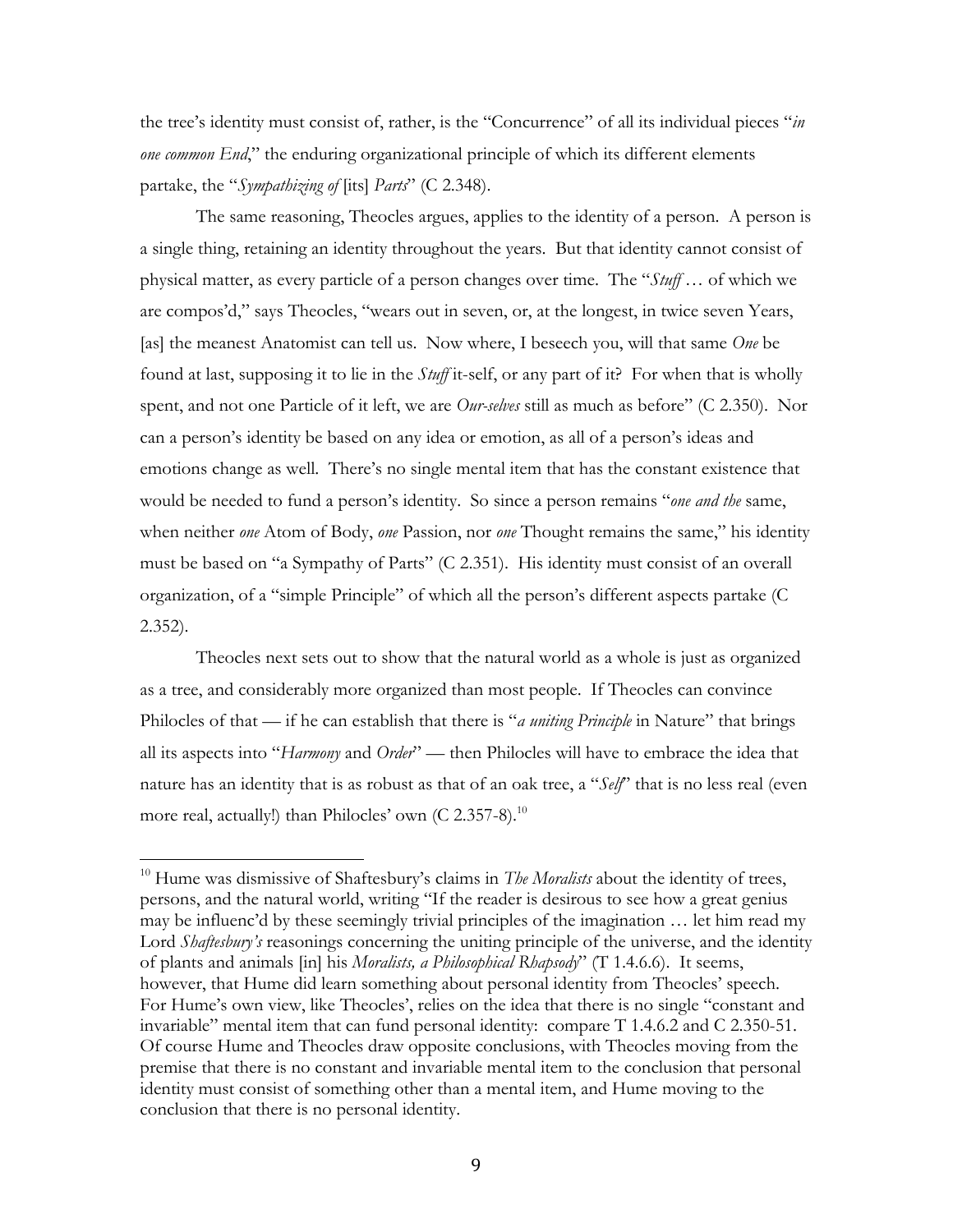the tree's identity must consist of, rather, is the "Concurrence" of all its individual pieces "*in one common End*," the enduring organizational principle of which its different elements partake, the "*Sympathizing of* [its] *Parts*" (C 2.348).

The same reasoning, Theocles argues, applies to the identity of a person. A person is a single thing, retaining an identity throughout the years. But that identity cannot consist of physical matter, as every particle of a person changes over time. The "*Stuff* … of which we are compos'd," says Theocles, "wears out in seven, or, at the longest, in twice seven Years, [as] the meanest Anatomist can tell us. Now where, I beseech you, will that same *One* be found at last, supposing it to lie in the *Stuff* it-self, or any part of it? For when that is wholly spent, and not one Particle of it left, we are *Our-selves* still as much as before" (C 2.350). Nor can a person's identity be based on any idea or emotion, as all of a person's ideas and emotions change as well. There's no single mental item that has the constant existence that would be needed to fund a person's identity. So since a person remains "*one and the* same, when neither *one* Atom of Body, *one* Passion, nor *one* Thought remains the same," his identity must be based on "a Sympathy of Parts" (C 2.351). His identity must consist of an overall organization, of a "simple Principle" of which all the person's different aspects partake (C 2.352).

Theocles next sets out to show that the natural world as a whole is just as organized as a tree, and considerably more organized than most people. If Theocles can convince Philocles of that — if he can establish that there is "*a uniting Principle* in Nature" that brings all its aspects into "*Harmony* and *Order*" — then Philocles will have to embrace the idea that nature has an identity that is as robust as that of an oak tree, a "*Self*" that is no less real (even more real, actually!) than Philocles' own (C 2.357-8).[10]

---

[10] Hume was dismissive of Shaftesbury's claims in *The Moralists* about the identity of trees, persons, and the natural world, writing "If the reader is desirous to see how a great genius may be influenc'd by these seemingly trivial principles of the imagination … let him read my Lord *Shaftesbury's* reasonings concerning the uniting principle of the universe, and the identity of plants and animals [in] his *Moralists, a Philosophical Rhapsody*" (T 1.4.6.6). It seems, however, that Hume did learn something about personal identity from Theocles' speech. For Hume's own view, like Theocles', relies on the idea that there is no single "constant and invariable" mental item that can fund personal identity: compare T 1.4.6.2 and C 2.350-51. Of course Hume and Theocles draw opposite conclusions, with Theocles moving from the premise that there is no constant and invariable mental item to the conclusion that personal identity must consist of something other than a mental item, and Hume moving to the conclusion that there is no personal identity.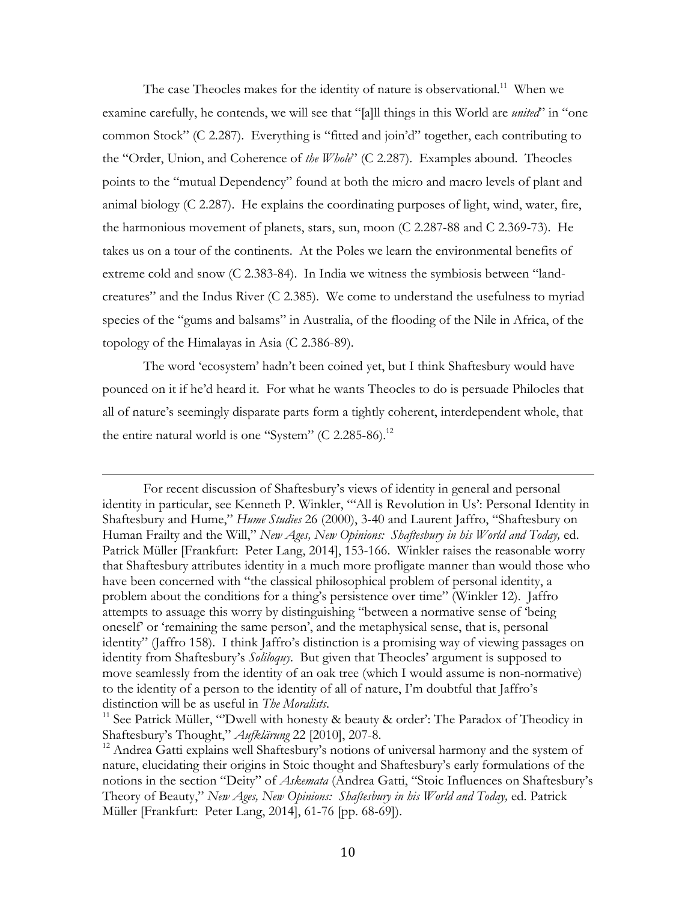The case Theocles makes for the identity of nature is observational.[11] When we examine carefully, he contends, we will see that "[a]ll things in this World are *united*" in "one common Stock" (C 2.287). Everything is "fitted and join'd" together, each contributing to the "Order, Union, and Coherence of *the Whole*" (C 2.287). Examples abound. Theocles points to the "mutual Dependency" found at both the micro and macro levels of plant and animal biology (C 2.287). He explains the coordinating purposes of light, wind, water, fire, the harmonious movement of planets, stars, sun, moon (C 2.287-88 and C 2.369-73). He takes us on a tour of the continents. At the Poles we learn the environmental benefits of extreme cold and snow (C 2.383-84). In India we witness the symbiosis between "land-creatures" and the Indus River (C 2.385). We come to understand the usefulness to myriad species of the "gums and balsams" in Australia, of the flooding of the Nile in Africa, of the topology of the Himalayas in Asia (C 2.386-89).

The word 'ecosystem' hadn't been coined yet, but I think Shaftesbury would have pounced on it if he'd heard it. For what he wants Theocles to do is persuade Philocles that all of nature's seemingly disparate parts form a tightly coherent, interdependent whole, that the entire natural world is one "System" (C 2.285-86).[12]

---

For recent discussion of Shaftesbury's views of identity in general and personal identity in particular, see Kenneth P. Winkler, "'All is Revolution in Us': Personal Identity in Shaftesbury and Hume," *Hume Studies* 26 (2000), 3-40 and Laurent Jaffro, "Shaftesbury on Human Frailty and the Will," *New Ages, New Opinions: Shaftesbury in his World and Today,* ed. Patrick Müller [Frankfurt: Peter Lang, 2014], 153-166. Winkler raises the reasonable worry that Shaftesbury attributes identity in a much more profligate manner than would those who have been concerned with "the classical philosophical problem of personal identity, a problem about the conditions for a thing's persistence over time" (Winkler 12). Jaffro attempts to assuage this worry by distinguishing "between a normative sense of 'being oneself' or 'remaining the same person', and the metaphysical sense, that is, personal identity" (Jaffro 158). I think Jaffro's distinction is a promising way of viewing passages on identity from Shaftesbury's *Soliloquy*. But given that Theocles' argument is supposed to move seamlessly from the identity of an oak tree (which I would assume is non-normative) to the identity of a person to the identity of all of nature, I'm doubtful that Jaffro's distinction will be as useful in *The Moralists*.

[11] See Patrick Müller, "'Dwell with honesty & beauty & order': The Paradox of Theodicy in Shaftesbury's Thought," *Aufklärung* 22 [2010], 207-8.

[12] Andrea Gatti explains well Shaftesbury's notions of universal harmony and the system of nature, elucidating their origins in Stoic thought and Shaftesbury's early formulations of the notions in the section "Deity" of *Askemata* (Andrea Gatti, "Stoic Influences on Shaftesbury's Theory of Beauty," *New Ages, New Opinions: Shaftesbury in his World and Today,* ed. Patrick Müller [Frankfurt: Peter Lang, 2014], 61-76 [pp. 68-69]).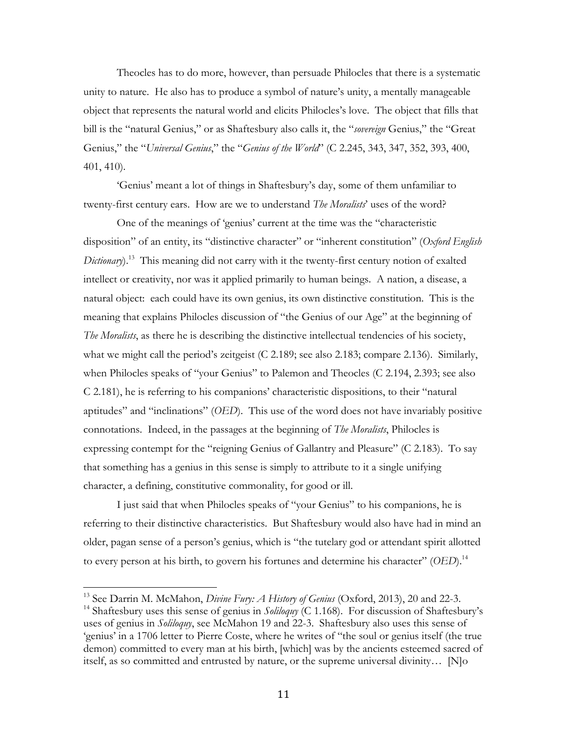Theocles has to do more, however, than persuade Philocles that there is a systematic unity to nature. He also has to produce a symbol of nature's unity, a mentally manageable object that represents the natural world and elicits Philocles's love. The object that fills that bill is the "natural Genius," or as Shaftesbury also calls it, the "*sovereign* Genius," the "Great Genius," the "*Universal Genius*," the "*Genius of the World*" (C 2.245, 343, 347, 352, 393, 400, 401, 410).

'Genius' meant a lot of things in Shaftesbury's day, some of them unfamiliar to twenty-first century ears. How are we to understand *The Moralists*' uses of the word?

One of the meanings of 'genius' current at the time was the "characteristic disposition" of an entity, its "distinctive character" or "inherent constitution" (*Oxford English Dictionary*).[13] This meaning did not carry with it the twenty-first century notion of exalted intellect or creativity, nor was it applied primarily to human beings. A nation, a disease, a natural object: each could have its own genius, its own distinctive constitution. This is the meaning that explains Philocles discussion of "the Genius of our Age" at the beginning of *The Moralists*, as there he is describing the distinctive intellectual tendencies of his society, what we might call the period's zeitgeist (C 2.189; see also 2.183; compare 2.136). Similarly, when Philocles speaks of "your Genius" to Palemon and Theocles (C 2.194, 2.393; see also C 2.181), he is referring to his companions' characteristic dispositions, to their "natural aptitudes" and "inclinations" (*OED*). This use of the word does not have invariably positive connotations. Indeed, in the passages at the beginning of *The Moralists*, Philocles is expressing contempt for the "reigning Genius of Gallantry and Pleasure" (C 2.183). To say that something has a genius in this sense is simply to attribute to it a single unifying character, a defining, constitutive commonality, for good or ill.

I just said that when Philocles speaks of "your Genius" to his companions, he is referring to their distinctive characteristics. But Shaftesbury would also have had in mind an older, pagan sense of a person's genius, which is "the tutelary god or attendant spirit allotted to every person at his birth, to govern his fortunes and determine his character" (*OED*).[14]

---

[13] See Darrin M. McMahon, *Divine Fury: A History of Genius* (Oxford, 2013), 20 and 22-3.

[14] Shaftesbury uses this sense of genius in *Soliloquy* (C 1.168). For discussion of Shaftesbury's uses of genius in *Soliloquy*, see McMahon 19 and 22-3. Shaftesbury also uses this sense of 'genius' in a 1706 letter to Pierre Coste, where he writes of "the soul or genius itself (the true demon) committed to every man at his birth, [which] was by the ancients esteemed sacred of itself, as so committed and entrusted by nature, or the supreme universal divinity… [N]o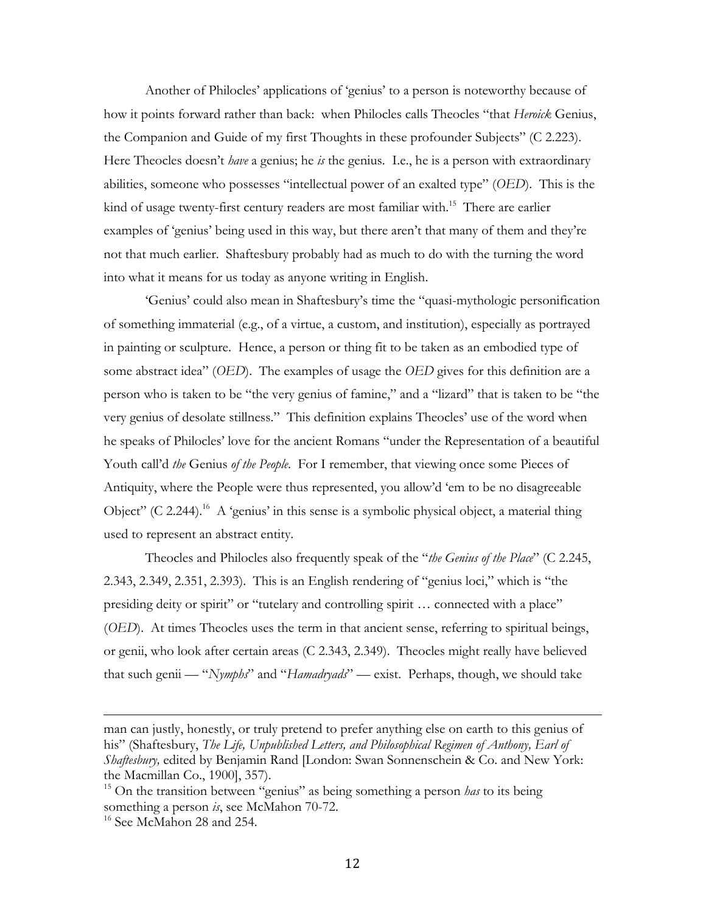Another of Philocles' applications of 'genius' to a person is noteworthy because of how it points forward rather than back: when Philocles calls Theocles "that *Heroick* Genius, the Companion and Guide of my first Thoughts in these profounder Subjects" (C 2.223). Here Theocles doesn't *have* a genius; he *is* the genius. I.e., he is a person with extraordinary abilities, someone who possesses "intellectual power of an exalted type" (*OED*). This is the kind of usage twenty-first century readers are most familiar with.[15] There are earlier examples of 'genius' being used in this way, but there aren't that many of them and they're not that much earlier. Shaftesbury probably had as much to do with the turning the word into what it means for us today as anyone writing in English.

'Genius' could also mean in Shaftesbury's time the "quasi-mythologic personification of something immaterial (e.g., of a virtue, a custom, and institution), especially as portrayed in painting or sculpture. Hence, a person or thing fit to be taken as an embodied type of some abstract idea" (*OED*). The examples of usage the *OED* gives for this definition are a person who is taken to be "the very genius of famine," and a "lizard" that is taken to be "the very genius of desolate stillness." This definition explains Theocles' use of the word when he speaks of Philocles' love for the ancient Romans "under the Representation of a beautiful Youth call'd *the* Genius *of the People*. For I remember, that viewing once some Pieces of Antiquity, where the People were thus represented, you allow'd 'em to be no disagreeable Object" (C 2.244).[16] A 'genius' in this sense is a symbolic physical object, a material thing used to represent an abstract entity.

Theocles and Philocles also frequently speak of the "*the Genius of the Place*" (C 2.245, 2.343, 2.349, 2.351, 2.393). This is an English rendering of "genius loci," which is "the presiding deity or spirit" or "tutelary and controlling spirit … connected with a place" (*OED*). At times Theocles uses the term in that ancient sense, referring to spiritual beings, or genii, who look after certain areas (C 2.343, 2.349). Theocles might really have believed that such genii — "*Nymphs*" and "*Hamadryads*" — exist. Perhaps, though, we should take

---

man can justly, honestly, or truly pretend to prefer anything else on earth to this genius of his" (Shaftesbury, *The Life, Unpublished Letters, and Philosophical Regimen of Anthony, Earl of Shaftesbury,* edited by Benjamin Rand [London: Swan Sonnenschein & Co. and New York: the Macmillan Co., 1900], 357).

[15] On the transition between "genius" as being something a person *has* to its being something a person *is*, see McMahon 70-72.

[16] See McMahon 28 and 254.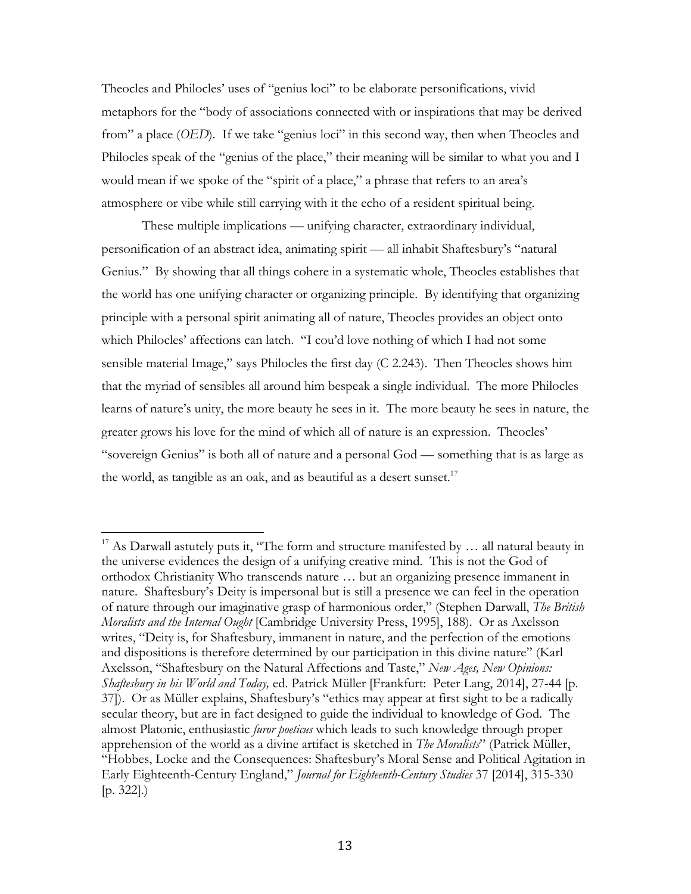Theocles and Philocles' uses of "genius loci" to be elaborate personifications, vivid metaphors for the "body of associations connected with or inspirations that may be derived from" a place (*OED*). If we take "genius loci" in this second way, then when Theocles and Philocles speak of the "genius of the place," their meaning will be similar to what you and I would mean if we spoke of the "spirit of a place," a phrase that refers to an area's atmosphere or vibe while still carrying with it the echo of a resident spiritual being.

These multiple implications — unifying character, extraordinary individual, personification of an abstract idea, animating spirit — all inhabit Shaftesbury's "natural Genius." By showing that all things cohere in a systematic whole, Theocles establishes that the world has one unifying character or organizing principle. By identifying that organizing principle with a personal spirit animating all of nature, Theocles provides an object onto which Philocles' affections can latch. "I cou'd love nothing of which I had not some sensible material Image," says Philocles the first day (C 2.243). Then Theocles shows him that the myriad of sensibles all around him bespeak a single individual. The more Philocles learns of nature's unity, the more beauty he sees in it. The more beauty he sees in nature, the greater grows his love for the mind of which all of nature is an expression. Theocles' "sovereign Genius" is both all of nature and a personal God — something that is as large as the world, as tangible as an oak, and as beautiful as a desert sunset.[17]

---

[17] As Darwall astutely puts it, "The form and structure manifested by … all natural beauty in the universe evidences the design of a unifying creative mind. This is not the God of orthodox Christianity Who transcends nature … but an organizing presence immanent in nature. Shaftesbury's Deity is impersonal but is still a presence we can feel in the operation of nature through our imaginative grasp of harmonious order," (Stephen Darwall, *The British Moralists and the Internal Ought* [Cambridge University Press, 1995], 188). Or as Axelsson writes, "Deity is, for Shaftesbury, immanent in nature, and the perfection of the emotions and dispositions is therefore determined by our participation in this divine nature" (Karl Axelsson, "Shaftesbury on the Natural Affections and Taste," *New Ages, New Opinions: Shaftesbury in his World and Today,* ed. Patrick Müller [Frankfurt: Peter Lang, 2014], 27-44 [p. 37]). Or as Müller explains, Shaftesbury's "ethics may appear at first sight to be a radically secular theory, but are in fact designed to guide the individual to knowledge of God. The almost Platonic, enthusiastic *furor poeticus* which leads to such knowledge through proper apprehension of the world as a divine artifact is sketched in *The Moralists*" (Patrick Müller, "Hobbes, Locke and the Consequences: Shaftesbury's Moral Sense and Political Agitation in Early Eighteenth-Century England," *Journal for Eighteenth-Century Studies* 37 [2014], 315-330 [p. 322].)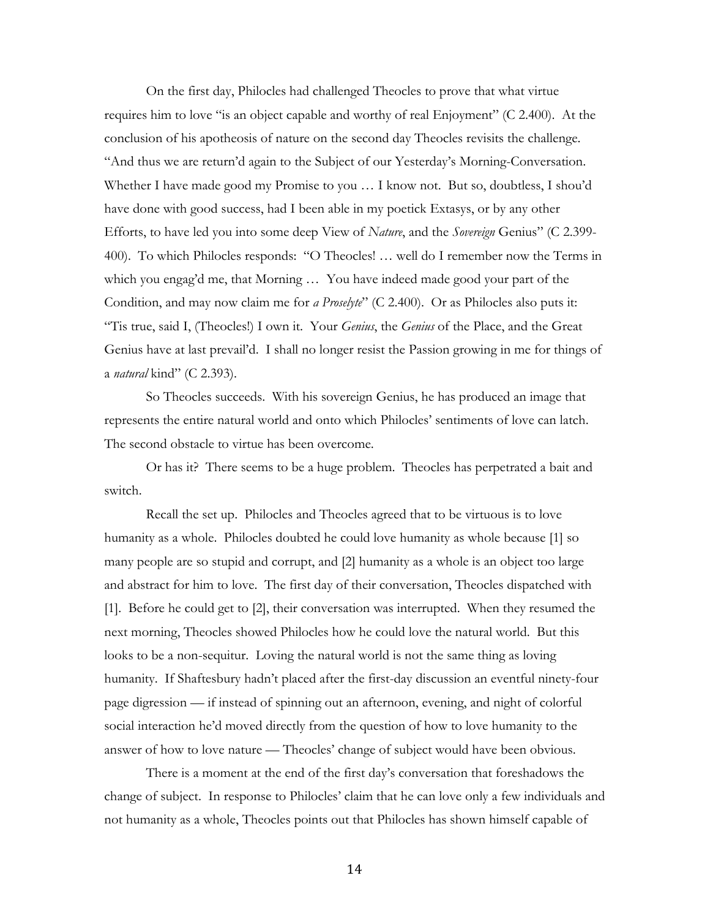On the first day, Philocles had challenged Theocles to prove that what virtue requires him to love "is an object capable and worthy of real Enjoyment" (C 2.400). At the conclusion of his apotheosis of nature on the second day Theocles revisits the challenge. "And thus we are return'd again to the Subject of our Yesterday's Morning-Conversation. Whether I have made good my Promise to you … I know not. But so, doubtless, I shou'd have done with good success, had I been able in my poetick Extasys, or by any other Efforts, to have led you into some deep View of *Nature*, and the *Sovereign* Genius" (C 2.399-400). To which Philocles responds: "O Theocles! … well do I remember now the Terms in which you engag'd me, that Morning … You have indeed made good your part of the Condition, and may now claim me for *a Proselyte*" (C 2.400). Or as Philocles also puts it: "Tis true, said I, (Theocles!) I own it. Your *Genius*, the *Genius* of the Place, and the Great Genius have at last prevail'd. I shall no longer resist the Passion growing in me for things of a *natural* kind" (C 2.393).

So Theocles succeeds. With his sovereign Genius, he has produced an image that represents the entire natural world and onto which Philocles' sentiments of love can latch. The second obstacle to virtue has been overcome.

Or has it? There seems to be a huge problem. Theocles has perpetrated a bait and switch.

Recall the set up. Philocles and Theocles agreed that to be virtuous is to love humanity as a whole. Philocles doubted he could love humanity as whole because [1] so many people are so stupid and corrupt, and [2] humanity as a whole is an object too large and abstract for him to love. The first day of their conversation, Theocles dispatched with [1]. Before he could get to [2], their conversation was interrupted. When they resumed the next morning, Theocles showed Philocles how he could love the natural world. But this looks to be a non-sequitur. Loving the natural world is not the same thing as loving humanity. If Shaftesbury hadn't placed after the first-day discussion an eventful ninety-four page digression — if instead of spinning out an afternoon, evening, and night of colorful social interaction he'd moved directly from the question of how to love humanity to the answer of how to love nature — Theocles' change of subject would have been obvious.

There is a moment at the end of the first day's conversation that foreshadows the change of subject. In response to Philocles' claim that he can love only a few individuals and not humanity as a whole, Theocles points out that Philocles has shown himself capable of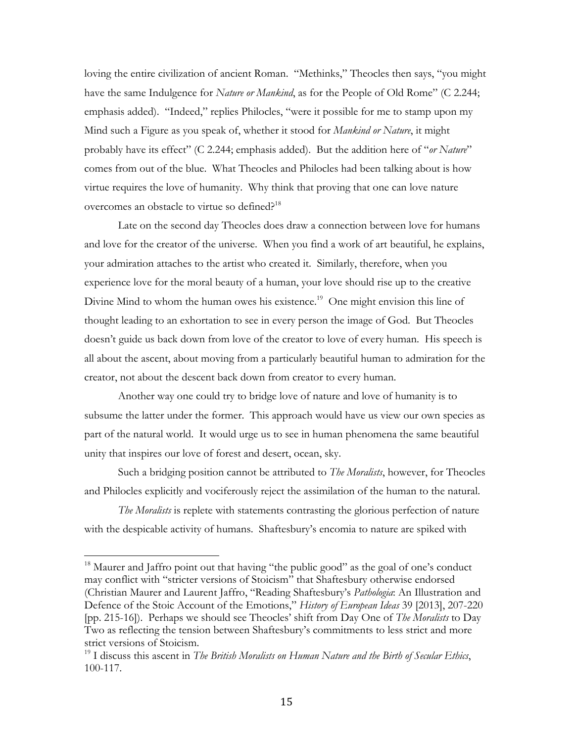loving the entire civilization of ancient Roman. "Methinks," Theocles then says, "you might have the same Indulgence for *Nature or Mankind*, as for the People of Old Rome" (C 2.244; emphasis added). "Indeed," replies Philocles, "were it possible for me to stamp upon my Mind such a Figure as you speak of, whether it stood for *Mankind or Nature*, it might probably have its effect" (C 2.244; emphasis added). But the addition here of "*or Nature*" comes from out of the blue. What Theocles and Philocles had been talking about is how virtue requires the love of humanity. Why think that proving that one can love nature overcomes an obstacle to virtue so defined?[18]

Late on the second day Theocles does draw a connection between love for humans and love for the creator of the universe. When you find a work of art beautiful, he explains, your admiration attaches to the artist who created it. Similarly, therefore, when you experience love for the moral beauty of a human, your love should rise up to the creative Divine Mind to whom the human owes his existence.[19] One might envision this line of thought leading to an exhortation to see in every person the image of God. But Theocles doesn't guide us back down from love of the creator to love of every human. His speech is all about the ascent, about moving from a particularly beautiful human to admiration for the creator, not about the descent back down from creator to every human.

Another way one could try to bridge love of nature and love of humanity is to subsume the latter under the former. This approach would have us view our own species as part of the natural world. It would urge us to see in human phenomena the same beautiful unity that inspires our love of forest and desert, ocean, sky.

Such a bridging position cannot be attributed to *The Moralists*, however, for Theocles and Philocles explicitly and vociferously reject the assimilation of the human to the natural.

*The Moralists* is replete with statements contrasting the glorious perfection of nature with the despicable activity of humans. Shaftesbury's encomia to nature are spiked with

---

[18] Maurer and Jaffro point out that having "the public good" as the goal of one's conduct may conflict with "stricter versions of Stoicism" that Shaftesbury otherwise endorsed (Christian Maurer and Laurent Jaffro, "Reading Shaftesbury's *Pathologia*: An Illustration and Defence of the Stoic Account of the Emotions," *History of European Ideas* 39 [2013], 207-220 [pp. 215-16]). Perhaps we should see Theocles' shift from Day One of *The Moralists* to Day Two as reflecting the tension between Shaftesbury's commitments to less strict and more strict versions of Stoicism.

[19] I discuss this ascent in *The British Moralists on Human Nature and the Birth of Secular Ethics*, 100-117.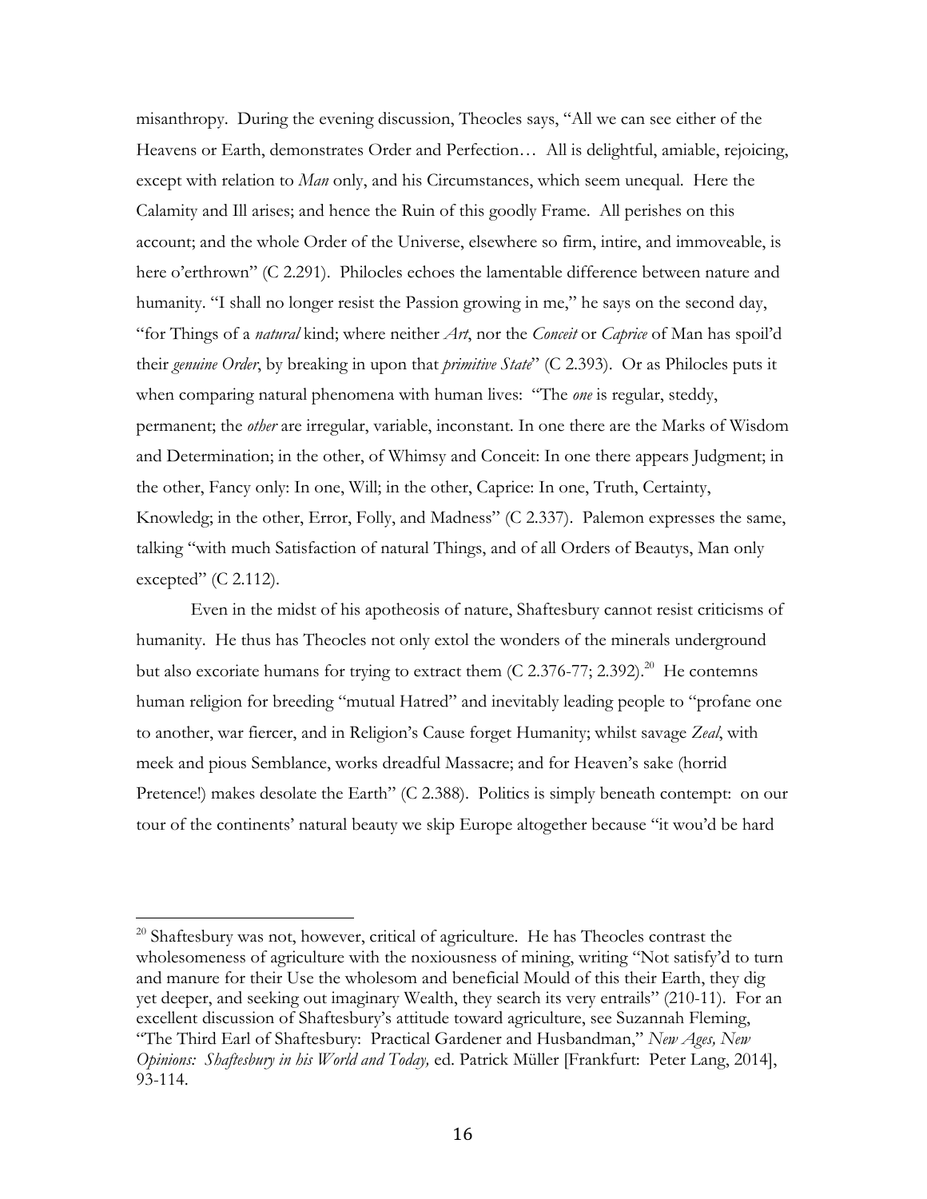misanthropy. During the evening discussion, Theocles says, "All we can see either of the Heavens or Earth, demonstrates Order and Perfection… All is delightful, amiable, rejoicing, except with relation to *Man* only, and his Circumstances, which seem unequal. Here the Calamity and Ill arises; and hence the Ruin of this goodly Frame. All perishes on this account; and the whole Order of the Universe, elsewhere so firm, intire, and immoveable, is here o'erthrown" (C 2.291). Philocles echoes the lamentable difference between nature and humanity. "I shall no longer resist the Passion growing in me," he says on the second day, "for Things of a *natural* kind; where neither *Art*, nor the *Conceit* or *Caprice* of Man has spoil'd their *genuine Order*, by breaking in upon that *primitive State*" (C 2.393). Or as Philocles puts it when comparing natural phenomena with human lives: "The *one* is regular, steddy, permanent; the *other* are irregular, variable, inconstant. In one there are the Marks of Wisdom and Determination; in the other, of Whimsy and Conceit: In one there appears Judgment; in the other, Fancy only: In one, Will; in the other, Caprice: In one, Truth, Certainty, Knowledg; in the other, Error, Folly, and Madness" (C 2.337). Palemon expresses the same, talking "with much Satisfaction of natural Things, and of all Orders of Beautys, Man only excepted" (C 2.112).

Even in the midst of his apotheosis of nature, Shaftesbury cannot resist criticisms of humanity. He thus has Theocles not only extol the wonders of the minerals underground but also excoriate humans for trying to extract them (C 2.376-77; 2.392).[20] He contemns human religion for breeding "mutual Hatred" and inevitably leading people to "profane one to another, war fiercer, and in Religion's Cause forget Humanity; whilst savage *Zeal*, with meek and pious Semblance, works dreadful Massacre; and for Heaven's sake (horrid Pretence!) makes desolate the Earth" (C 2.388). Politics is simply beneath contempt: on our tour of the continents' natural beauty we skip Europe altogether because "it wou'd be hard

---

[20] Shaftesbury was not, however, critical of agriculture. He has Theocles contrast the wholesomeness of agriculture with the noxiousness of mining, writing "Not satisfy'd to turn and manure for their Use the wholesom and beneficial Mould of this their Earth, they dig yet deeper, and seeking out imaginary Wealth, they search its very entrails" (210-11). For an excellent discussion of Shaftesbury's attitude toward agriculture, see Suzannah Fleming, "The Third Earl of Shaftesbury: Practical Gardener and Husbandman," *New Ages, New Opinions: Shaftesbury in his World and Today,* ed. Patrick Müller [Frankfurt: Peter Lang, 2014], 93-114.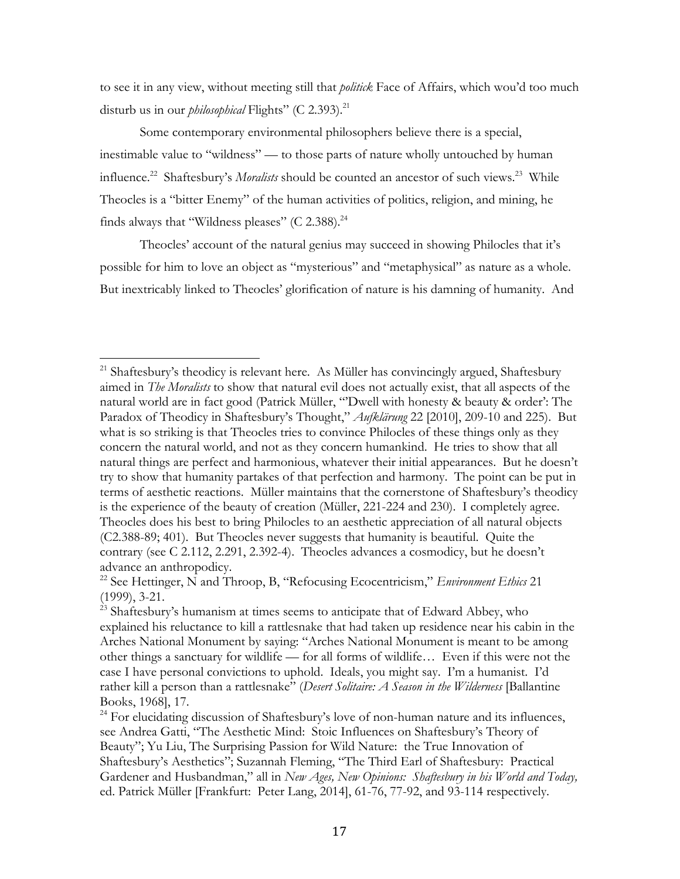to see it in any view, without meeting still that *politick* Face of Affairs, which wou'd too much disturb us in our *philosophical* Flights" (C 2.393).[21]

Some contemporary environmental philosophers believe there is a special, inestimable value to "wildness" — to those parts of nature wholly untouched by human influence.[22] Shaftesbury's *Moralists* should be counted an ancestor of such views.[23] While Theocles is a "bitter Enemy" of the human activities of politics, religion, and mining, he finds always that "Wildness pleases" (C 2.388).[24]

Theocles' account of the natural genius may succeed in showing Philocles that it's possible for him to love an object as "mysterious" and "metaphysical" as nature as a whole. But inextricably linked to Theocles' glorification of nature is his damning of humanity. And

---

[21] Shaftesbury's theodicy is relevant here. As Müller has convincingly argued, Shaftesbury aimed in *The Moralists* to show that natural evil does not actually exist, that all aspects of the natural world are in fact good (Patrick Müller, "'Dwell with honesty & beauty & order': The Paradox of Theodicy in Shaftesbury's Thought," *Aufklärung* 22 [2010], 209-10 and 225). But what is so striking is that Theocles tries to convince Philocles of these things only as they concern the natural world, and not as they concern humankind. He tries to show that all natural things are perfect and harmonious, whatever their initial appearances. But he doesn't try to show that humanity partakes of that perfection and harmony. The point can be put in terms of aesthetic reactions. Müller maintains that the cornerstone of Shaftesbury's theodicy is the experience of the beauty of creation (Müller, 221-224 and 230). I completely agree. Theocles does his best to bring Philocles to an aesthetic appreciation of all natural objects (C2.388-89; 401). But Theocles never suggests that humanity is beautiful. Quite the contrary (see C 2.112, 2.291, 2.392-4). Theocles advances a cosmodicy, but he doesn't advance an anthropodicy.

[22] See Hettinger, N and Throop, B, "Refocusing Ecocentricism," *Environment Ethics* 21 (1999), 3-21.

[23] Shaftesbury's humanism at times seems to anticipate that of Edward Abbey, who explained his reluctance to kill a rattlesnake that had taken up residence near his cabin in the Arches National Monument by saying: "Arches National Monument is meant to be among other things a sanctuary for wildlife — for all forms of wildlife… Even if this were not the case I have personal convictions to uphold. Ideals, you might say. I'm a humanist. I'd rather kill a person than a rattlesnake" (*Desert Solitaire: A Season in the Wilderness* [Ballantine Books, 1968], 17.

[24] For elucidating discussion of Shaftesbury's love of non-human nature and its influences, see Andrea Gatti, "The Aesthetic Mind: Stoic Influences on Shaftesbury's Theory of Beauty"; Yu Liu, The Surprising Passion for Wild Nature: the True Innovation of Shaftesbury's Aesthetics"; Suzannah Fleming, "The Third Earl of Shaftesbury: Practical Gardener and Husbandman," all in *New Ages, New Opinions: Shaftesbury in his World and Today,* ed. Patrick Müller [Frankfurt: Peter Lang, 2014], 61-76, 77-92, and 93-114 respectively.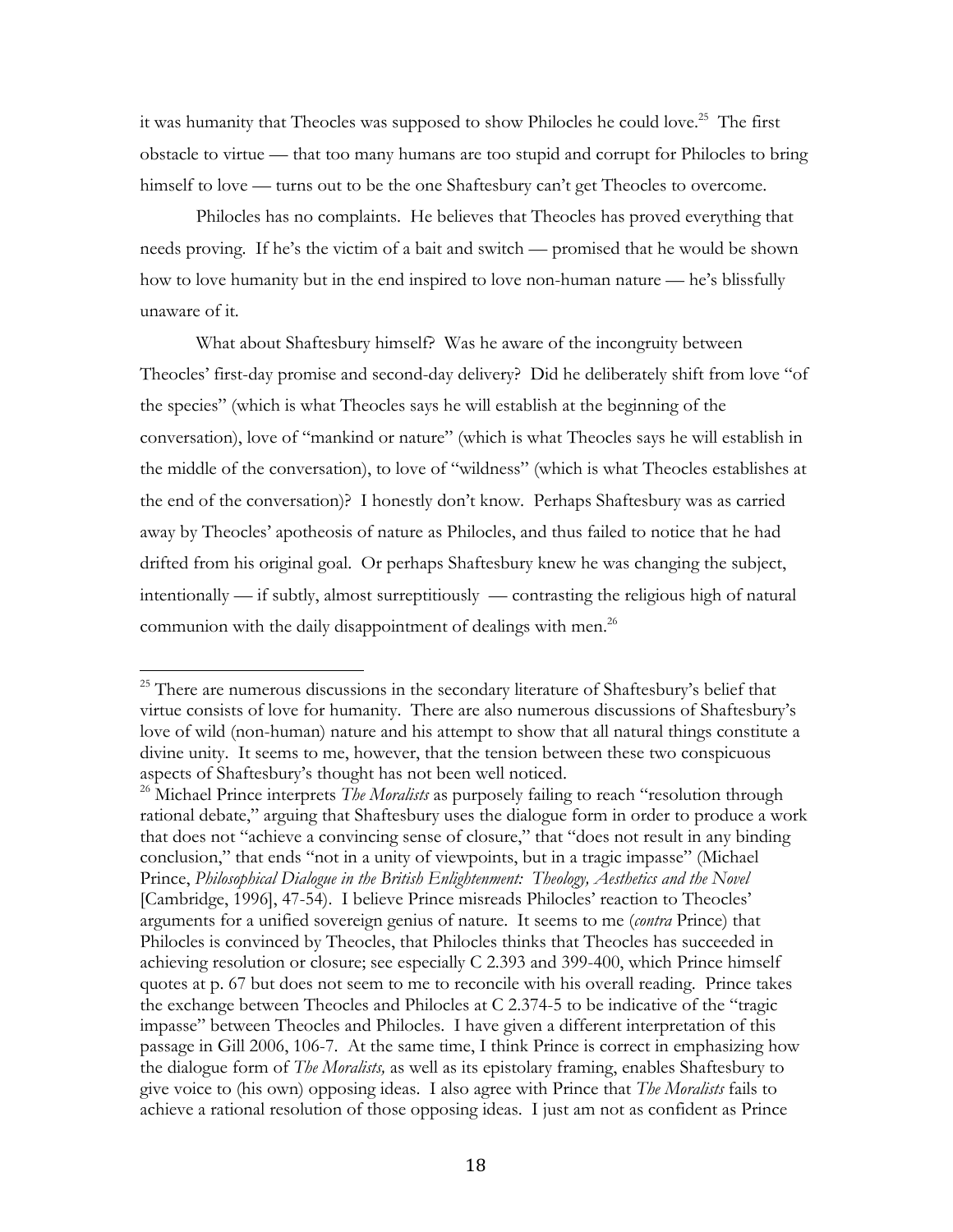it was humanity that Theocles was supposed to show Philocles he could love.[25] The first obstacle to virtue — that too many humans are too stupid and corrupt for Philocles to bring himself to love — turns out to be the one Shaftesbury can't get Theocles to overcome.

Philocles has no complaints. He believes that Theocles has proved everything that needs proving. If he's the victim of a bait and switch — promised that he would be shown how to love humanity but in the end inspired to love non-human nature — he's blissfully unaware of it.

What about Shaftesbury himself? Was he aware of the incongruity between Theocles' first-day promise and second-day delivery? Did he deliberately shift from love "of the species" (which is what Theocles says he will establish at the beginning of the conversation), love of "mankind or nature" (which is what Theocles says he will establish in the middle of the conversation), to love of "wildness" (which is what Theocles establishes at the end of the conversation)? I honestly don't know. Perhaps Shaftesbury was as carried away by Theocles' apotheosis of nature as Philocles, and thus failed to notice that he had drifted from his original goal. Or perhaps Shaftesbury knew he was changing the subject, intentionally — if subtly, almost surreptitiously — contrasting the religious high of natural communion with the daily disappointment of dealings with men.[26]

---

[25] There are numerous discussions in the secondary literature of Shaftesbury's belief that virtue consists of love for humanity. There are also numerous discussions of Shaftesbury's love of wild (non-human) nature and his attempt to show that all natural things constitute a divine unity. It seems to me, however, that the tension between these two conspicuous aspects of Shaftesbury's thought has not been well noticed.

[26] Michael Prince interprets *The Moralists* as purposely failing to reach "resolution through rational debate," arguing that Shaftesbury uses the dialogue form in order to produce a work that does not "achieve a convincing sense of closure," that "does not result in any binding conclusion," that ends "not in a unity of viewpoints, but in a tragic impasse" (Michael Prince, *Philosophical Dialogue in the British Enlightenment: Theology, Aesthetics and the Novel* [Cambridge, 1996], 47-54). I believe Prince misreads Philocles' reaction to Theocles' arguments for a unified sovereign genius of nature. It seems to me (*contra* Prince) that Philocles is convinced by Theocles, that Philocles thinks that Theocles has succeeded in achieving resolution or closure; see especially C 2.393 and 399-400, which Prince himself quotes at p. 67 but does not seem to me to reconcile with his overall reading. Prince takes the exchange between Theocles and Philocles at C 2.374-5 to be indicative of the "tragic impasse" between Theocles and Philocles. I have given a different interpretation of this passage in Gill 2006, 106-7. At the same time, I think Prince is correct in emphasizing how the dialogue form of *The Moralists,* as well as its epistolary framing, enables Shaftesbury to give voice to (his own) opposing ideas. I also agree with Prince that *The Moralists* fails to achieve a rational resolution of those opposing ideas. I just am not as confident as Prince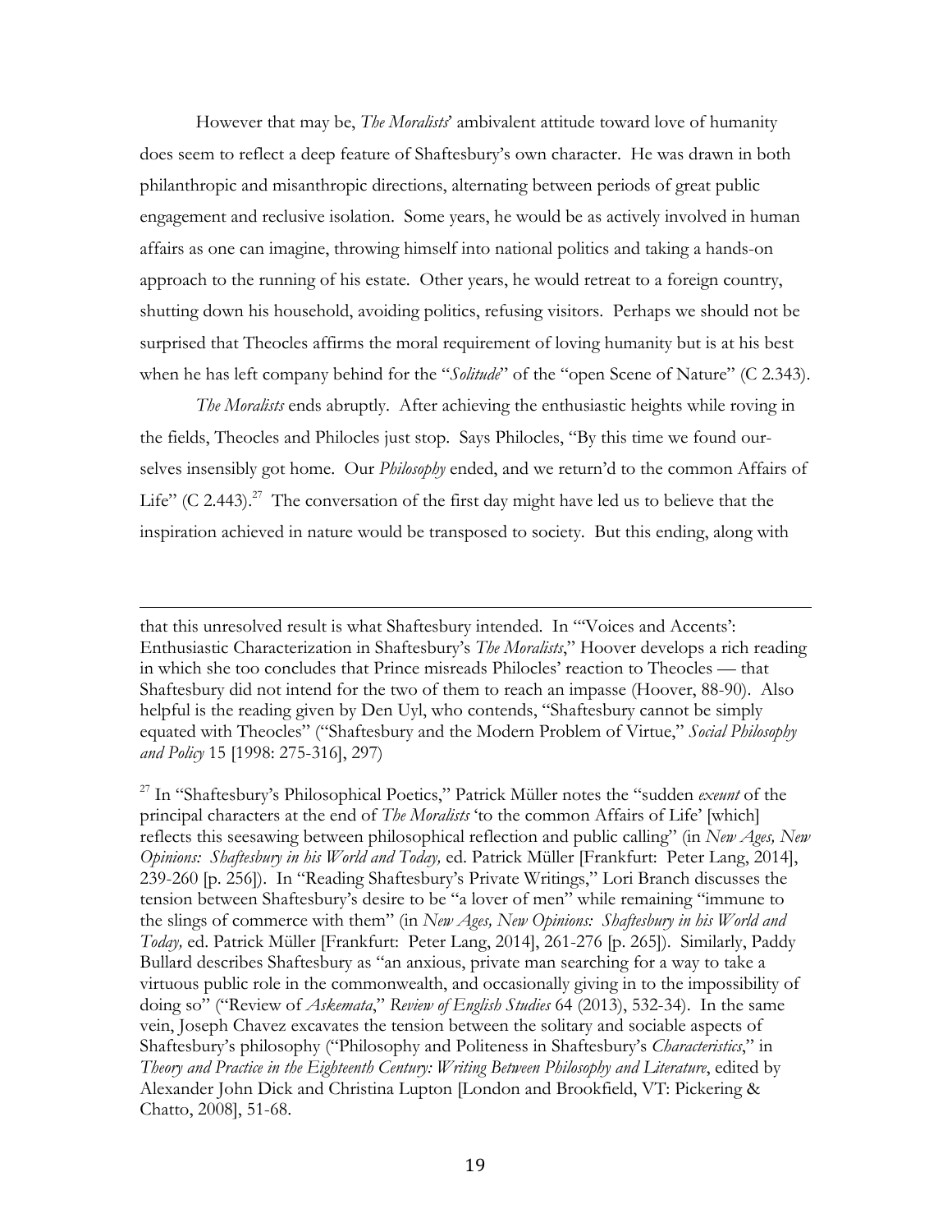However that may be, *The Moralists*' ambivalent attitude toward love of humanity does seem to reflect a deep feature of Shaftesbury's own character. He was drawn in both philanthropic and misanthropic directions, alternating between periods of great public engagement and reclusive isolation. Some years, he would be as actively involved in human affairs as one can imagine, throwing himself into national politics and taking a hands-on approach to the running of his estate. Other years, he would retreat to a foreign country, shutting down his household, avoiding politics, refusing visitors. Perhaps we should not be surprised that Theocles affirms the moral requirement of loving humanity but is at his best when he has left company behind for the "*Solitude*" of the "open Scene of Nature" (C 2.343).

*The Moralists* ends abruptly. After achieving the enthusiastic heights while roving in the fields, Theocles and Philocles just stop. Says Philocles, "By this time we found our-selves insensibly got home. Our *Philosophy* ended, and we return'd to the common Affairs of Life" (C 2.443).[27] The conversation of the first day might have led us to believe that the inspiration achieved in nature would be transposed to society. But this ending, along with

---

that this unresolved result is what Shaftesbury intended. In "'Voices and Accents': Enthusiastic Characterization in Shaftesbury's *The Moralists*," Hoover develops a rich reading in which she too concludes that Prince misreads Philocles' reaction to Theocles — that Shaftesbury did not intend for the two of them to reach an impasse (Hoover, 88-90). Also helpful is the reading given by Den Uyl, who contends, "Shaftesbury cannot be simply equated with Theocles" ("Shaftesbury and the Modern Problem of Virtue," *Social Philosophy and Policy* 15 [1998: 275-316], 297)

[27] In "Shaftesbury's Philosophical Poetics," Patrick Müller notes the "sudden *exeunt* of the principal characters at the end of *The Moralists* 'to the common Affairs of Life' [which] reflects this seesawing between philosophical reflection and public calling" (in *New Ages, New Opinions: Shaftesbury in his World and Today,* ed. Patrick Müller [Frankfurt: Peter Lang, 2014], 239-260 [p. 256]). In "Reading Shaftesbury's Private Writings," Lori Branch discusses the tension between Shaftesbury's desire to be "a lover of men" while remaining "immune to the slings of commerce with them" (in *New Ages, New Opinions: Shaftesbury in his World and Today,* ed. Patrick Müller [Frankfurt: Peter Lang, 2014], 261-276 [p. 265]). Similarly, Paddy Bullard describes Shaftesbury as "an anxious, private man searching for a way to take a virtuous public role in the commonwealth, and occasionally giving in to the impossibility of doing so" ("Review of *Askemata*," *Review of English Studies* 64 (2013), 532-34). In the same vein, Joseph Chavez excavates the tension between the solitary and sociable aspects of Shaftesbury's philosophy ("Philosophy and Politeness in Shaftesbury's *Characteristics*," in *Theory and Practice in the Eighteenth Century: Writing Between Philosophy and Literature*, edited by Alexander John Dick and Christina Lupton [London and Brookfield, VT: Pickering & Chatto, 2008], 51-68.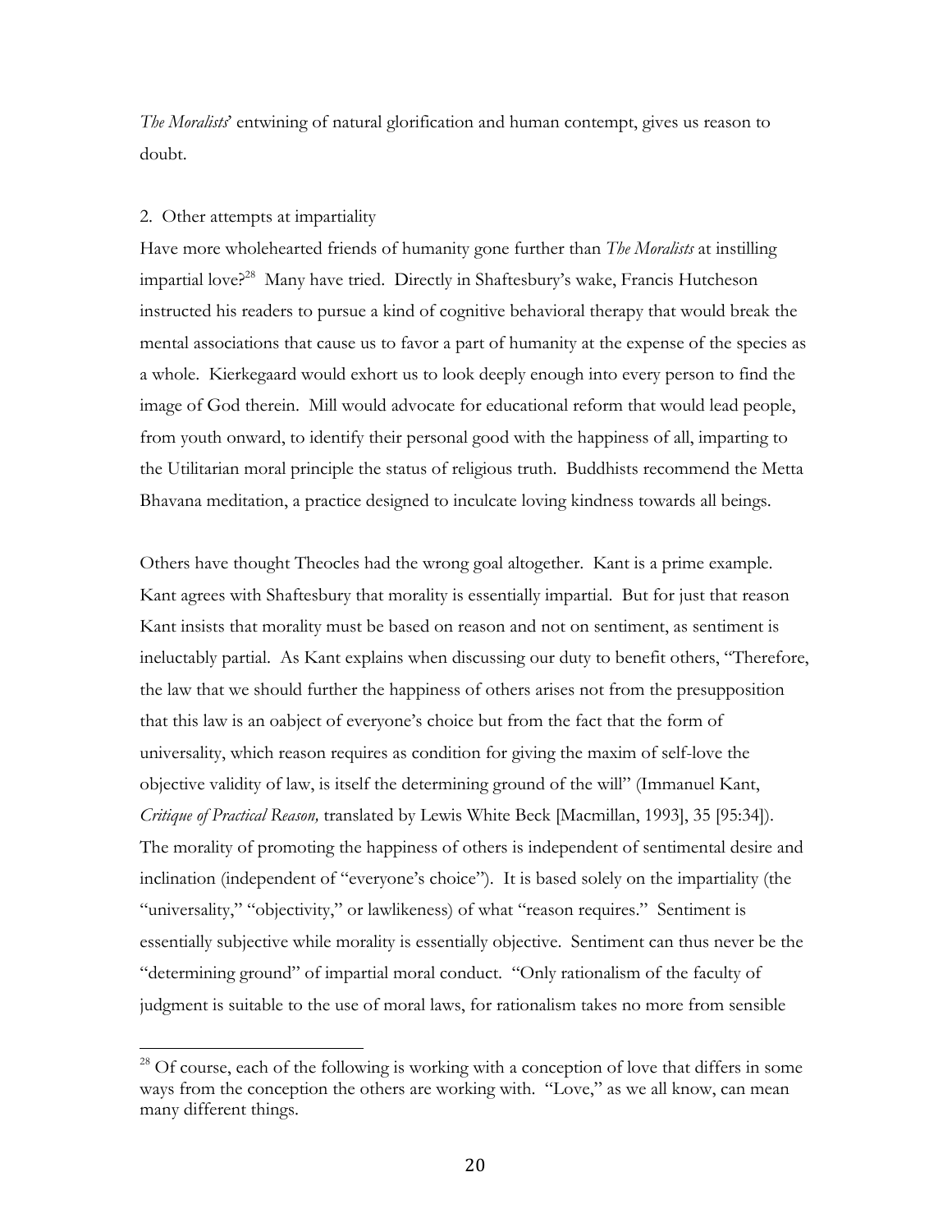*The Moralists*' entwining of natural glorification and human contempt, gives us reason to doubt.

2. Other attempts at impartiality

Have more wholehearted friends of humanity gone further than *The Moralists* at instilling impartial love?[28] Many have tried. Directly in Shaftesbury's wake, Francis Hutcheson instructed his readers to pursue a kind of cognitive behavioral therapy that would break the mental associations that cause us to favor a part of humanity at the expense of the species as a whole. Kierkegaard would exhort us to look deeply enough into every person to find the image of God therein. Mill would advocate for educational reform that would lead people, from youth onward, to identify their personal good with the happiness of all, imparting to the Utilitarian moral principle the status of religious truth. Buddhists recommend the Metta Bhavana meditation, a practice designed to inculcate loving kindness towards all beings.

Others have thought Theocles had the wrong goal altogether. Kant is a prime example. Kant agrees with Shaftesbury that morality is essentially impartial. But for just that reason Kant insists that morality must be based on reason and not on sentiment, as sentiment is ineluctably partial. As Kant explains when discussing our duty to benefit others, "Therefore, the law that we should further the happiness of others arises not from the presupposition that this law is an oabject of everyone's choice but from the fact that the form of universality, which reason requires as condition for giving the maxim of self-love the objective validity of law, is itself the determining ground of the will" (Immanuel Kant, *Critique of Practical Reason,* translated by Lewis White Beck [Macmillan, 1993], 35 [95:34]). The morality of promoting the happiness of others is independent of sentimental desire and inclination (independent of "everyone's choice"). It is based solely on the impartiality (the "universality," "objectivity," or lawlikeness) of what "reason requires." Sentiment is essentially subjective while morality is essentially objective. Sentiment can thus never be the "determining ground" of impartial moral conduct. "Only rationalism of the faculty of judgment is suitable to the use of moral laws, for rationalism takes no more from sensible

[28] Of course, each of the following is working with a conception of love that differs in some ways from the conception the others are working with. "Love," as we all know, can mean many different things.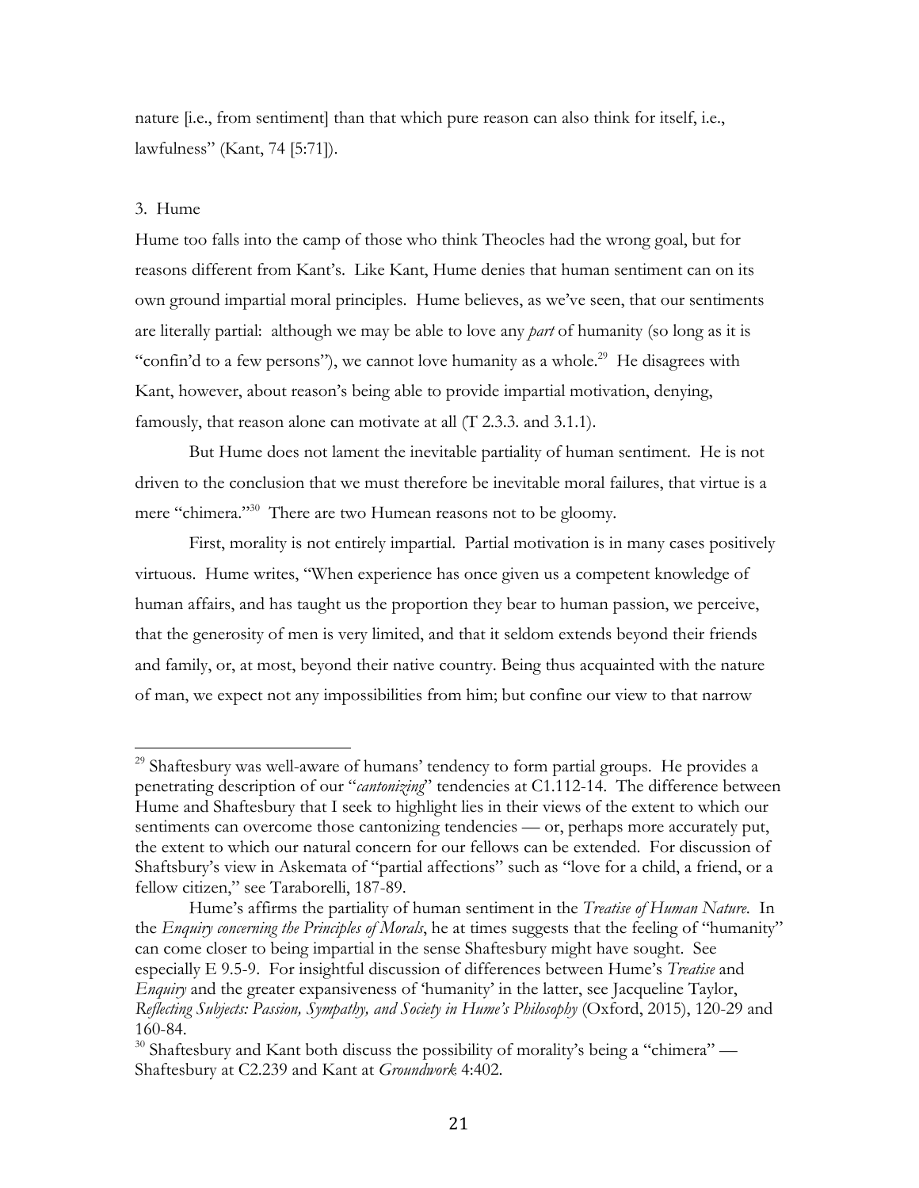nature [i.e., from sentiment] than that which pure reason can also think for itself, i.e., lawfulness" (Kant, 74 [5:71]).

## 3. Hume

Hume too falls into the camp of those who think Theocles had the wrong goal, but for reasons different from Kant's. Like Kant, Hume denies that human sentiment can on its own ground impartial moral principles. Hume believes, as we've seen, that our sentiments are literally partial: although we may be able to love any *part* of humanity (so long as it is "confin'd to a few persons"), we cannot love humanity as a whole.[29] He disagrees with Kant, however, about reason's being able to provide impartial motivation, denying, famously, that reason alone can motivate at all (T 2.3.3. and 3.1.1).

But Hume does not lament the inevitable partiality of human sentiment. He is not driven to the conclusion that we must therefore be inevitable moral failures, that virtue is a mere "chimera."[30] There are two Humean reasons not to be gloomy.

First, morality is not entirely impartial. Partial motivation is in many cases positively virtuous. Hume writes, "When experience has once given us a competent knowledge of human affairs, and has taught us the proportion they bear to human passion, we perceive, that the generosity of men is very limited, and that it seldom extends beyond their friends and family, or, at most, beyond their native country. Being thus acquainted with the nature of man, we expect not any impossibilities from him; but confine our view to that narrow

---

[29] Shaftesbury was well-aware of humans' tendency to form partial groups. He provides a penetrating description of our "*cantonizing*" tendencies at C1.112-14. The difference between Hume and Shaftesbury that I seek to highlight lies in their views of the extent to which our sentiments can overcome those cantonizing tendencies — or, perhaps more accurately put, the extent to which our natural concern for our fellows can be extended. For discussion of Shaftsbury's view in Askemata of "partial affections" such as "love for a child, a friend, or a fellow citizen," see Taraborelli, 187-89.

Hume's affirms the partiality of human sentiment in the *Treatise of Human Nature*. In the *Enquiry concerning the Principles of Morals*, he at times suggests that the feeling of "humanity" can come closer to being impartial in the sense Shaftesbury might have sought. See especially E 9.5-9. For insightful discussion of differences between Hume's *Treatise* and *Enquiry* and the greater expansiveness of 'humanity' in the latter, see Jacqueline Taylor, *Reflecting Subjects: Passion, Sympathy, and Society in Hume's Philosophy* (Oxford, 2015), 120-29 and 160-84.

[30] Shaftesbury and Kant both discuss the possibility of morality's being a "chimera" — Shaftesbury at C2.239 and Kant at *Groundwork* 4:402.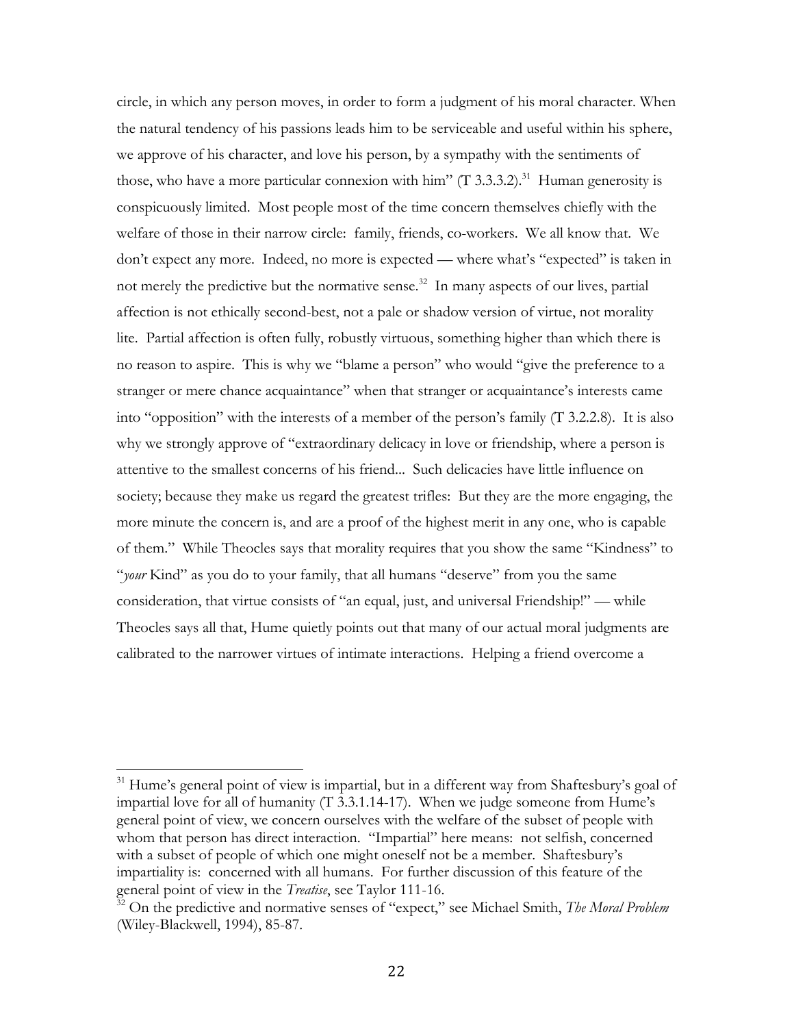circle, in which any person moves, in order to form a judgment of his moral character. When the natural tendency of his passions leads him to be serviceable and useful within his sphere, we approve of his character, and love his person, by a sympathy with the sentiments of those, who have a more particular connexion with him" (T 3.3.3.2).[31] Human generosity is conspicuously limited. Most people most of the time concern themselves chiefly with the welfare of those in their narrow circle: family, friends, co-workers. We all know that. We don't expect any more. Indeed, no more is expected — where what's "expected" is taken in not merely the predictive but the normative sense.[32] In many aspects of our lives, partial affection is not ethically second-best, not a pale or shadow version of virtue, not morality lite. Partial affection is often fully, robustly virtuous, something higher than which there is no reason to aspire. This is why we "blame a person" who would "give the preference to a stranger or mere chance acquaintance" when that stranger or acquaintance's interests came into "opposition" with the interests of a member of the person's family (T 3.2.2.8). It is also why we strongly approve of "extraordinary delicacy in love or friendship, where a person is attentive to the smallest concerns of his friend... Such delicacies have little influence on society; because they make us regard the greatest trifles: But they are the more engaging, the more minute the concern is, and are a proof of the highest merit in any one, who is capable of them." While Theocles says that morality requires that you show the same "Kindness" to "*your* Kind" as you do to your family, that all humans "deserve" from you the same consideration, that virtue consists of "an equal, just, and universal Friendship!" — while Theocles says all that, Hume quietly points out that many of our actual moral judgments are calibrated to the narrower virtues of intimate interactions. Helping a friend overcome a

[31] Hume's general point of view is impartial, but in a different way from Shaftesbury's goal of impartial love for all of humanity (T 3.3.1.14-17). When we judge someone from Hume's general point of view, we concern ourselves with the welfare of the subset of people with whom that person has direct interaction. "Impartial" here means: not selfish, concerned with a subset of people of which one might oneself not be a member. Shaftesbury's impartiality is: concerned with all humans. For further discussion of this feature of the general point of view in the *Treatise*, see Taylor 111-16.

[32] On the predictive and normative senses of "expect," see Michael Smith, *The Moral Problem* (Wiley-Blackwell, 1994), 85-87.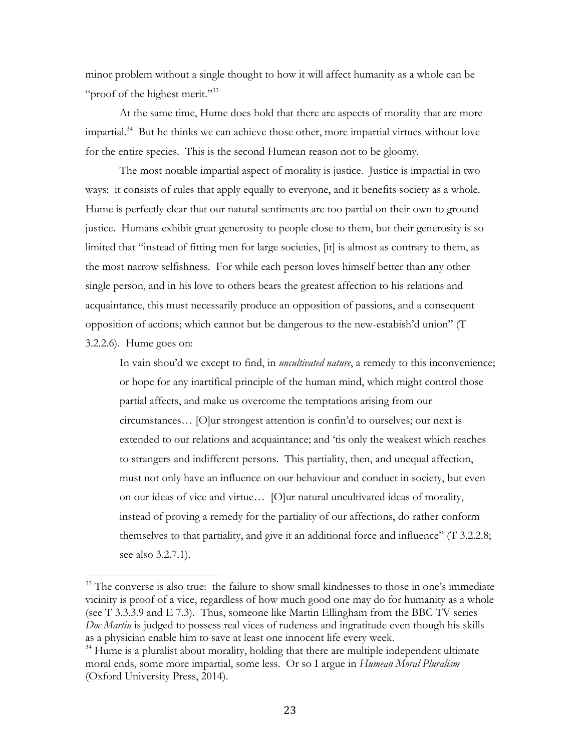minor problem without a single thought to how it will affect humanity as a whole can be "proof of the highest merit."[33]

At the same time, Hume does hold that there are aspects of morality that are more impartial.[34] But he thinks we can achieve those other, more impartial virtues without love for the entire species. This is the second Humean reason not to be gloomy.

The most notable impartial aspect of morality is justice. Justice is impartial in two ways: it consists of rules that apply equally to everyone, and it benefits society as a whole. Hume is perfectly clear that our natural sentiments are too partial on their own to ground justice. Humans exhibit great generosity to people close to them, but their generosity is so limited that "instead of fitting men for large societies, [it] is almost as contrary to them, as the most narrow selfishness. For while each person loves himself better than any other single person, and in his love to others bears the greatest affection to his relations and acquaintance, this must necessarily produce an opposition of passions, and a consequent opposition of actions; which cannot but be dangerous to the new-estabish'd union" (T 3.2.2.6). Hume goes on:

> In vain shou'd we except to find, in *uncultivated nature*, a remedy to this inconvenience; or hope for any inartifical principle of the human mind, which might control those partial affects, and make us overcome the temptations arising from our circumstances… [O]ur strongest attention is confin'd to ourselves; our next is extended to our relations and acquaintance; and 'tis only the weakest which reaches to strangers and indifferent persons. This partiality, then, and unequal affection, must not only have an influence on our behaviour and conduct in society, but even on our ideas of vice and virtue… [O]ur natural uncultivated ideas of morality, instead of proving a remedy for the partiality of our affections, do rather conform themselves to that partiality, and give it an additional force and influence" (T 3.2.2.8; see also 3.2.7.1).

---

[33] The converse is also true: the failure to show small kindnesses to those in one's immediate vicinity is proof of a vice, regardless of how much good one may do for humanity as a whole (see T 3.3.3.9 and E 7.3). Thus, someone like Martin Ellingham from the BBC TV series *Doc Martin* is judged to possess real vices of rudeness and ingratitude even though his skills as a physician enable him to save at least one innocent life every week.

[34] Hume is a pluralist about morality, holding that there are multiple independent ultimate moral ends, some more impartial, some less. Or so I argue in *Humean Moral Pluralism* (Oxford University Press, 2014).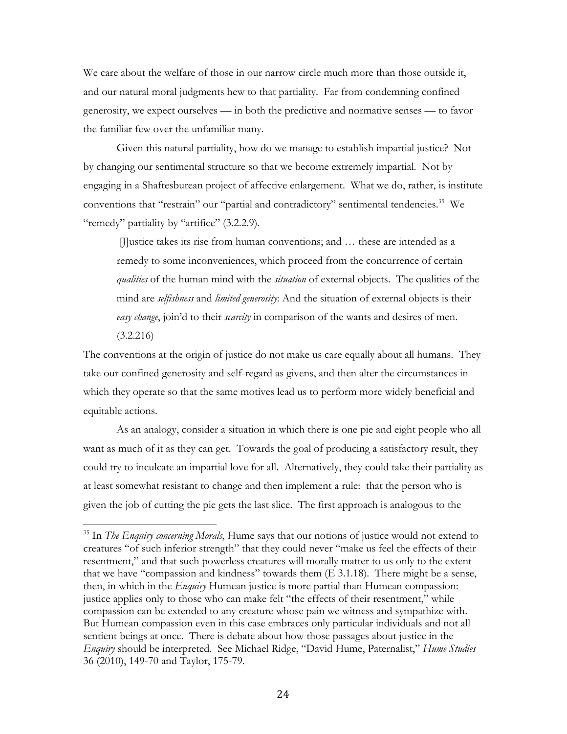We care about the welfare of those in our narrow circle much more than those outside it, and our natural moral judgments hew to that partiality. Far from condemning confined generosity, we expect ourselves — in both the predictive and normative senses — to favor the familiar few over the unfamiliar many.

Given this natural partiality, how do we manage to establish impartial justice? Not by changing our sentimental structure so that we become extremely impartial. Not by engaging in a Shaftesburean project of affective enlargement. What we do, rather, is institute conventions that "restrain" our "partial and contradictory" sentimental tendencies.[35] We "remedy" partiality by "artifice" (3.2.2.9).

> [J]ustice takes its rise from human conventions; and … these are intended as a remedy to some inconveniences, which proceed from the concurrence of certain *qualities* of the human mind with the *situation* of external objects. The qualities of the mind are *selfishness* and *limited generosity*: And the situation of external objects is their *easy change*, join'd to their *scarcity* in comparison of the wants and desires of men. (3.2.216)

The conventions at the origin of justice do not make us care equally about all humans. They take our confined generosity and self-regard as givens, and then alter the circumstances in which they operate so that the same motives lead us to perform more widely beneficial and equitable actions.

As an analogy, consider a situation in which there is one pie and eight people who all want as much of it as they can get. Towards the goal of producing a satisfactory result, they could try to inculcate an impartial love for all. Alternatively, they could take their partiality as at least somewhat resistant to change and then implement a rule: that the person who is given the job of cutting the pie gets the last slice. The first approach is analogous to the

---

[35] In *The Enquiry concerning Morals*, Hume says that our notions of justice would not extend to creatures "of such inferior strength" that they could never "make us feel the effects of their resentment," and that such powerless creatures will morally matter to us only to the extent that we have "compassion and kindness" towards them (E 3.1.18). There might be a sense, then, in which in the *Enquiry* Humean justice is more partial than Humean compassion: justice applies only to those who can make felt "the effects of their resentment," while compassion can be extended to any creature whose pain we witness and sympathize with. But Humean compassion even in this case embraces only particular individuals and not all sentient beings at once. There is debate about how those passages about justice in the *Enquiry* should be interpreted. See Michael Ridge, "David Hume, Paternalist," *Hume Studies* 36 (2010), 149-70 and Taylor, 175-79.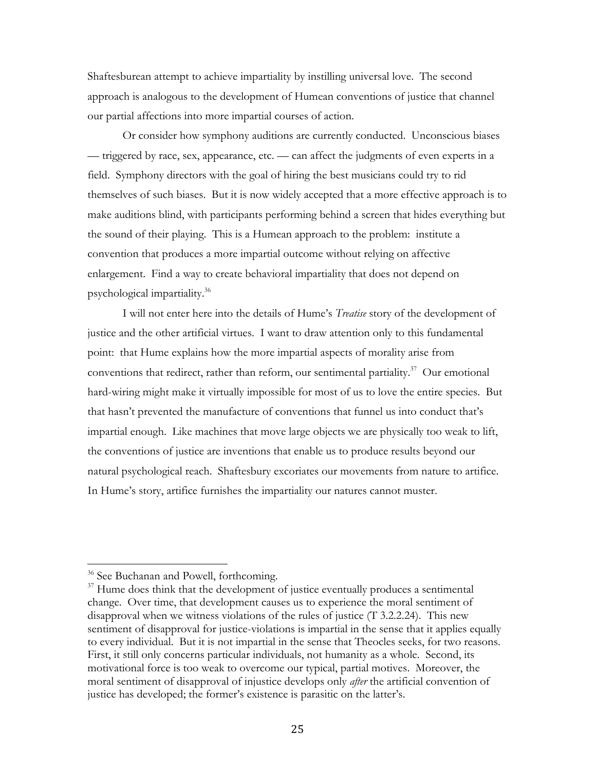Shaftesburean attempt to achieve impartiality by instilling universal love. The second approach is analogous to the development of Humean conventions of justice that channel our partial affections into more impartial courses of action.

Or consider how symphony auditions are currently conducted. Unconscious biases — triggered by race, sex, appearance, etc. — can affect the judgments of even experts in a field. Symphony directors with the goal of hiring the best musicians could try to rid themselves of such biases. But it is now widely accepted that a more effective approach is to make auditions blind, with participants performing behind a screen that hides everything but the sound of their playing. This is a Humean approach to the problem: institute a convention that produces a more impartial outcome without relying on affective enlargement. Find a way to create behavioral impartiality that does not depend on psychological impartiality.[36]

I will not enter here into the details of Hume's *Treatise* story of the development of justice and the other artificial virtues. I want to draw attention only to this fundamental point: that Hume explains how the more impartial aspects of morality arise from conventions that redirect, rather than reform, our sentimental partiality.[37] Our emotional hard-wiring might make it virtually impossible for most of us to love the entire species. But that hasn't prevented the manufacture of conventions that funnel us into conduct that's impartial enough. Like machines that move large objects we are physically too weak to lift, the conventions of justice are inventions that enable us to produce results beyond our natural psychological reach. Shaftesbury excoriates our movements from nature to artifice. In Hume's story, artifice furnishes the impartiality our natures cannot muster.

---

[36] See Buchanan and Powell, forthcoming.

[37] Hume does think that the development of justice eventually produces a sentimental change. Over time, that development causes us to experience the moral sentiment of disapproval when we witness violations of the rules of justice (T 3.2.2.24). This new sentiment of disapproval for justice-violations is impartial in the sense that it applies equally to every individual. But it is not impartial in the sense that Theocles seeks, for two reasons. First, it still only concerns particular individuals, not humanity as a whole. Second, its motivational force is too weak to overcome our typical, partial motives. Moreover, the moral sentiment of disapproval of injustice develops only *after* the artificial convention of justice has developed; the former's existence is parasitic on the latter's.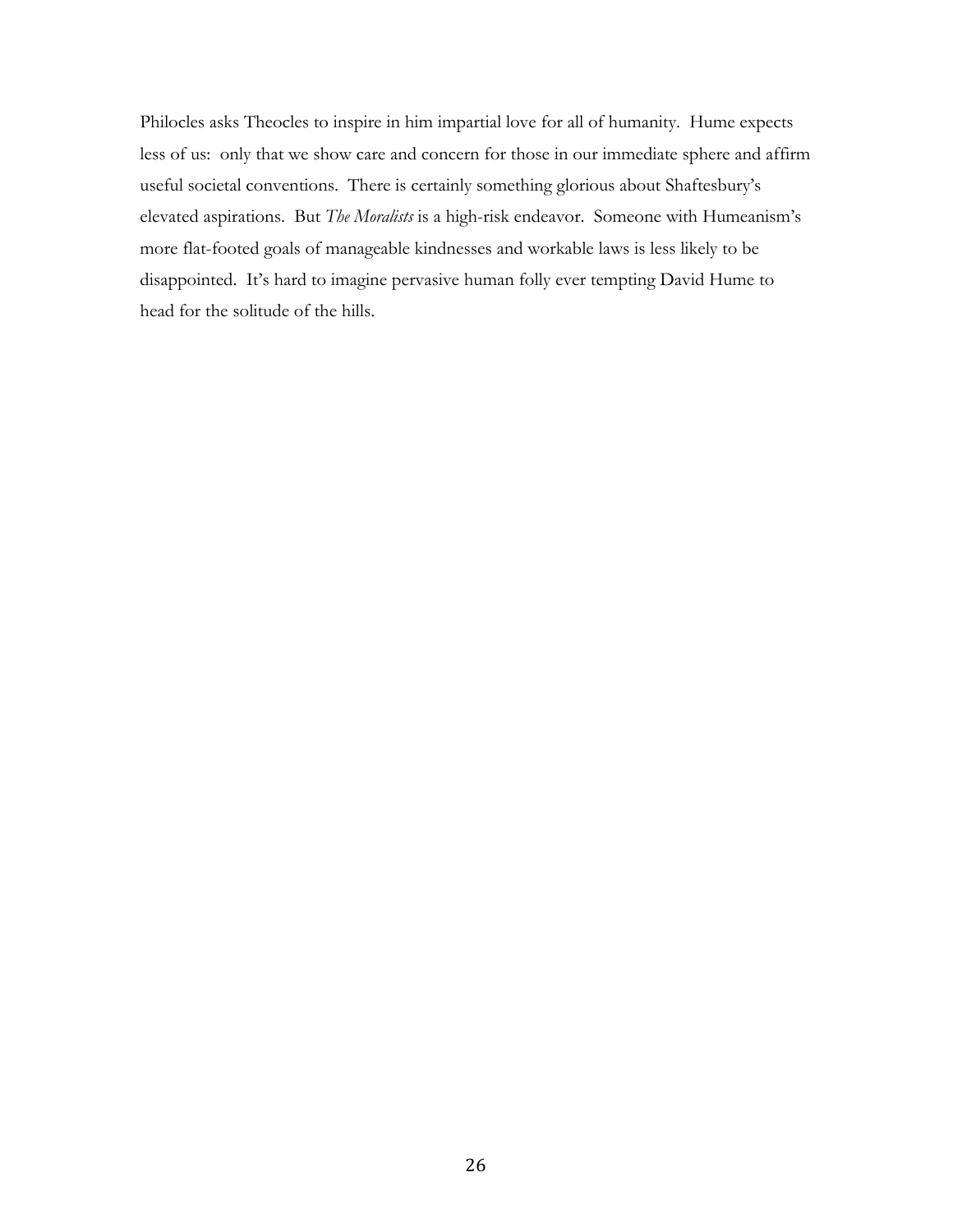Philocles asks Theocles to inspire in him impartial love for all of humanity. Hume expects less of us: only that we show care and concern for those in our immediate sphere and affirm useful societal conventions. There is certainly something glorious about Shaftesbury's elevated aspirations. But *The Moralists* is a high-risk endeavor. Someone with Humeanism's more flat-footed goals of manageable kindnesses and workable laws is less likely to be disappointed. It's hard to imagine pervasive human folly ever tempting David Hume to head for the solitude of the hills.